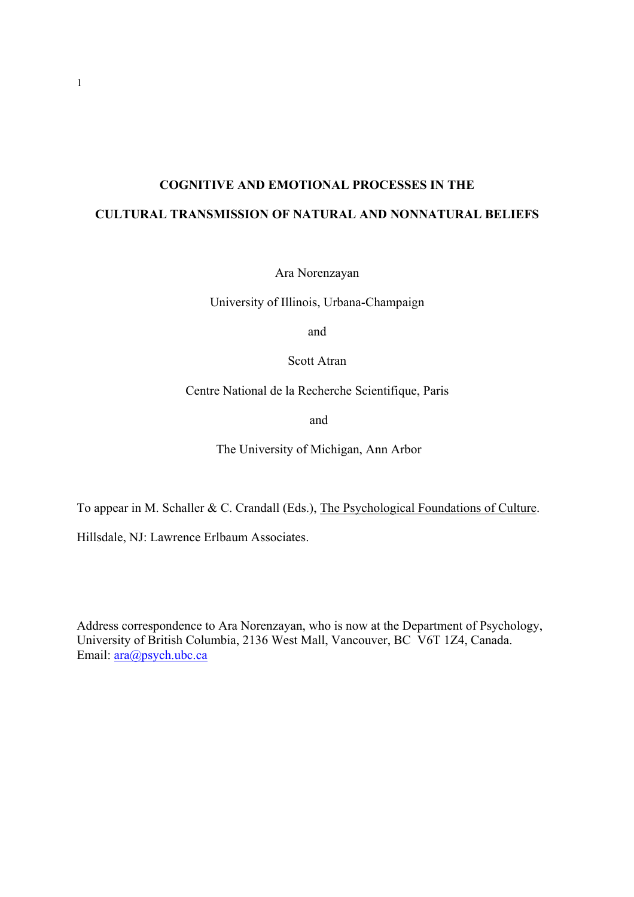# COGNITIVE AND EMOTIONAL PROCESSES IN THE CULTURAL TRANSMISSION OF NATURAL AND NONNATURAL BELIEFS

Ara Norenzayan

University of Illinois, Urbana-Champaign

and

Scott Atran

Centre National de la Recherche Scientifique, Paris

and

The University of Michigan, Ann Arbor

To appear in M. Schaller & C. Crandall (Eds.), The Psychological Foundations of Culture.

Hillsdale, NJ: Lawrence Erlbaum Associates.

Address correspondence to Ara Norenzayan, who is now at the Department of Psychology, University of British Columbia, 2136 West Mall, Vancouver, BC V6T 1Z4, Canada. Email: ara@psych.ubc.ca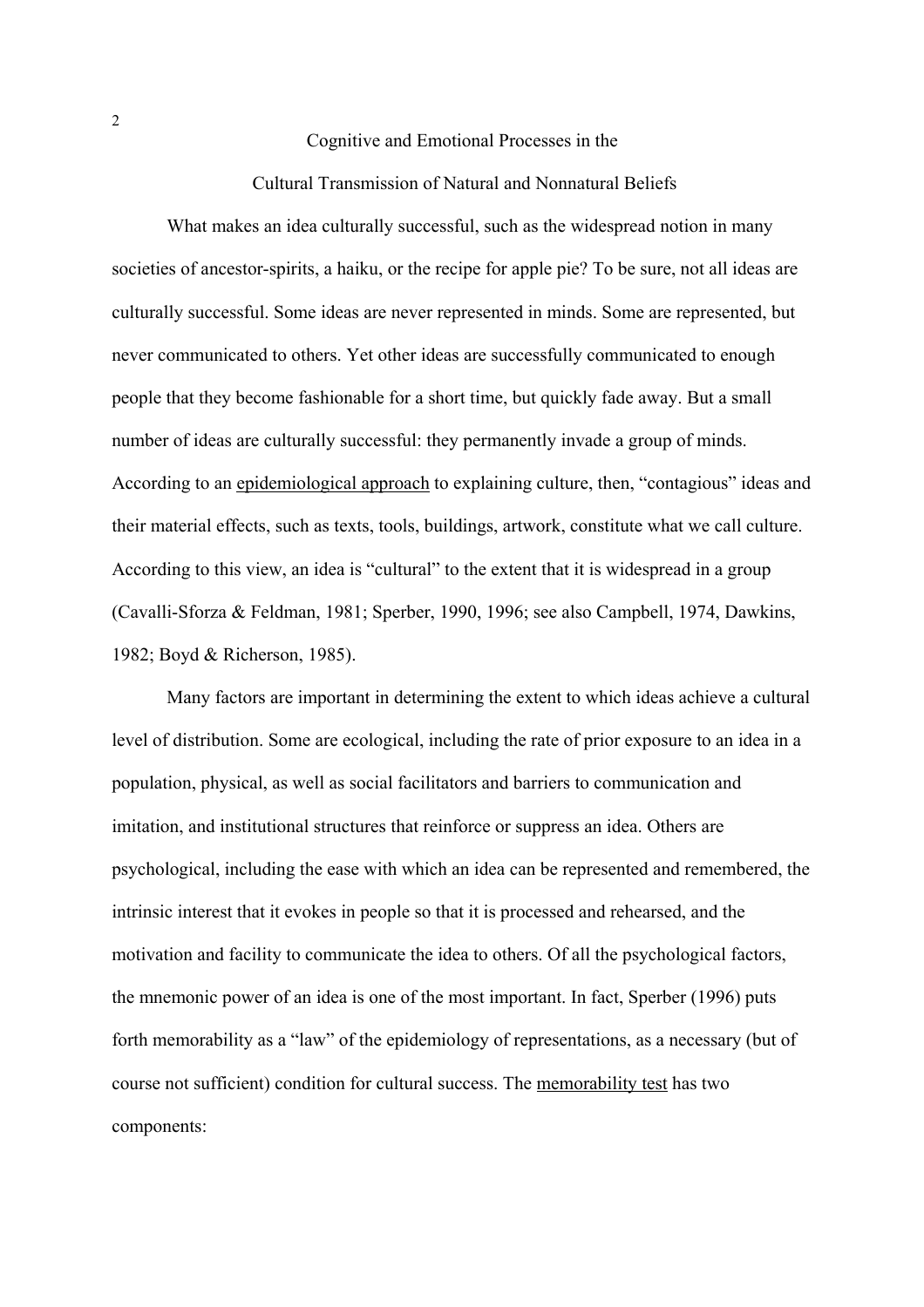# Cognitive and Emotional Processes in the Cultural Transmission of Natural and Nonnatural Beliefs

What makes an idea culturally successful, such as the widespread notion in many societies of ancestor-spirits, a haiku, or the recipe for apple pie? To be sure, not all ideas are culturally successful. Some ideas are never represented in minds. Some are represented, but never communicated to others. Yet other ideas are successfully communicated to enough people that they become fashionable for a short time, but quickly fade away. But a small number of ideas are culturally successful: they permanently invade a group of minds. According to an <u>epidemiological approach</u> to explaining culture, then, "contagious" ideas and their material effects, such as texts, tools, buildings, artwork, constitute what we call culture. According to this view, an idea is "cultural" to the extent that it is widespread in a group (Cavalli-Sforza & Feldman, 1981; Sperber, 1990, 1996; see also Campbell, 1974, Dawkins, 1982; Boyd & Richerson, 1985).

Many factors are important in determining the extent to which ideas achieve a cultural level of distribution. Some are ecological, including the rate of prior exposure to an idea in a population, physical, as well as social facilitators and barriers to communication and imitation, and institutional structures that reinforce or suppress an idea. Others are psychological, including the ease with which an idea can be represented and remembered, the intrinsic interest that it evokes in people so that it is processed and rehearsed, and the motivation and facility to communicate the idea to others. Of all the psychological factors, the mnemonic power of an idea is one of the most important. In fact, Sperber (1996) puts forth memorability as a "law" of the epidemiology of representations, as a necessary (but of course not sufficient) condition for cultural success. The <u>memorability test</u> has two components: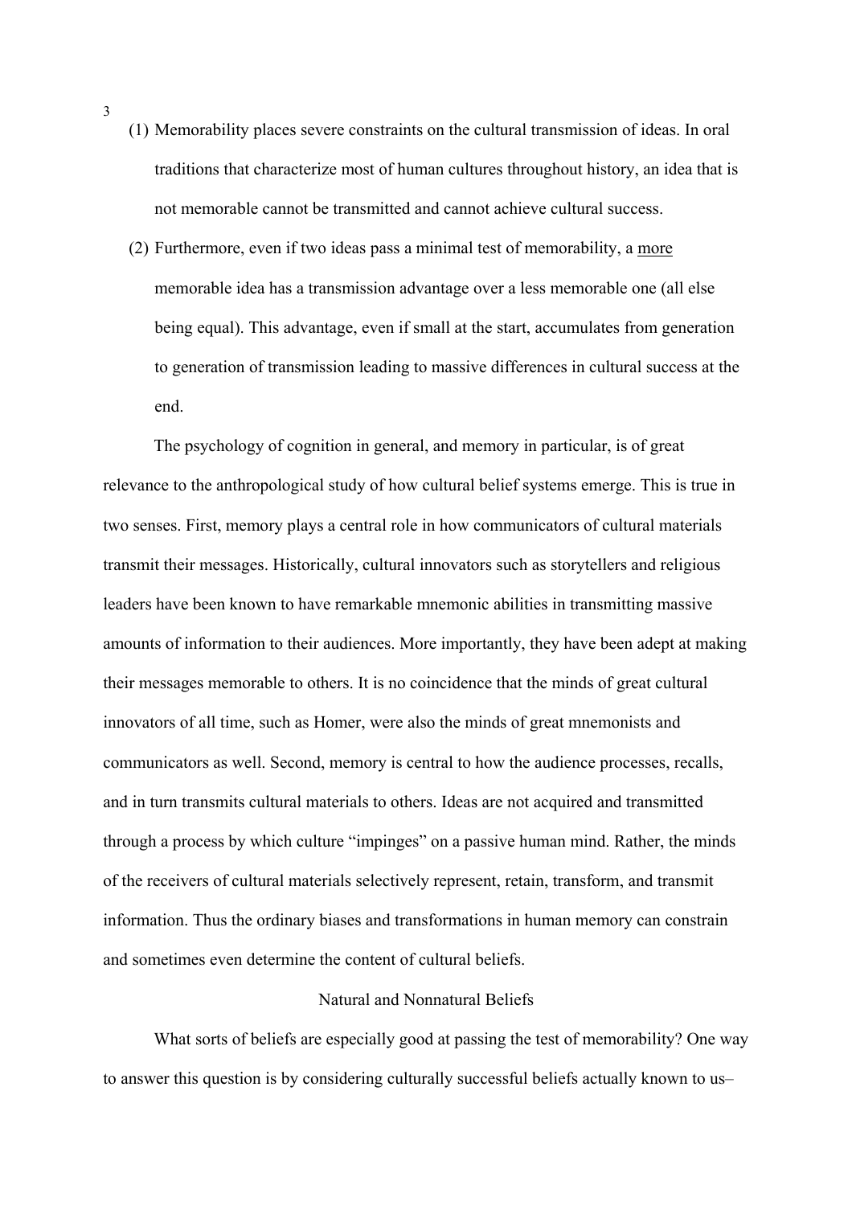(1) Memorability places severe constraints on the cultural transmission of ideas. In oral traditions that characterize most of human cultures throughout history, an idea that is not memorable cannot be transmitted and cannot achieve cultural success.

(2) Furthermore, even if two ideas pass a minimal test of memorability, a more memorable idea has a transmission advantage over a less memorable one (all else being equal). This advantage, even if small at the start, accumulates from generation to generation of transmission leading to massive differences in cultural success at the end.

The psychology of cognition in general, and memory in particular, is of great relevance to the anthropological study of how cultural belief systems emerge. This is true in two senses. First, memory plays a central role in how communicators of cultural materials transmit their messages. Historically, cultural innovators such as storytellers and religious leaders have been known to have remarkable mnemonic abilities in transmitting massive amounts of information to their audiences. More importantly, they have been adept at making their messages memorable to others. It is no coincidence that the minds of great cultural innovators of all time, such as Homer, were also the minds of great mnemonists and communicators as well. Second, memory is central to how the audience processes, recalls, and in turn transmits cultural materials to others. Ideas are not acquired and transmitted through a process by which culture "impinges" on a passive human mind. Rather, the minds of the receivers of cultural materials selectively represent, retain, transform, and transmit information. Thus the ordinary biases and transformations in human memory can constrain and sometimes even determine the content of cultural beliefs.

## Natural and Nonnatural Beliefs

What sorts of beliefs are especially good at passing the test of memorability? One way to answer this question is by considering culturally successful beliefs actually known to us–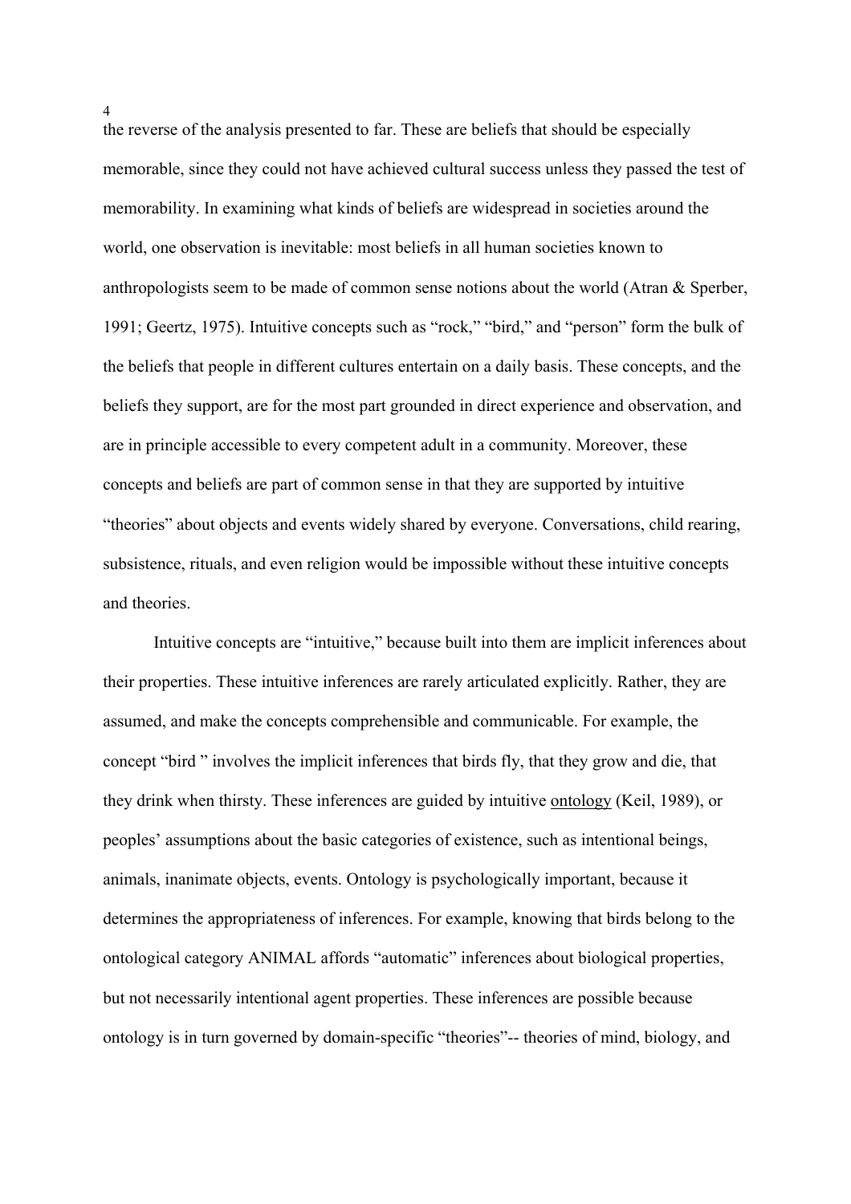the reverse of the analysis presented to far. These are beliefs that should be especially memorable, since they could not have achieved cultural success unless they passed the test of memorability. In examining what kinds of beliefs are widespread in societies around the world, one observation is inevitable: most beliefs in all human societies known to anthropologists seem to be made of common sense notions about the world (Atran & Sperber, 1991; Geertz, 1975). Intuitive concepts such as "rock," "bird," and "person" form the bulk of the beliefs that people in different cultures entertain on a daily basis. These concepts, and the beliefs they support, are for the most part grounded in direct experience and observation, and are in principle accessible to every competent adult in a community. Moreover, these concepts and beliefs are part of common sense in that they are supported by intuitive "theories" about objects and events widely shared by everyone. Conversations, child rearing, subsistence, rituals, and even religion would be impossible without these intuitive concepts and theories.

Intuitive concepts are "intuitive," because built into them are implicit inferences about their properties. These intuitive inferences are rarely articulated explicitly. Rather, they are assumed, and make the concepts comprehensible and communicable. For example, the concept "bird " involves the implicit inferences that birds fly, that they grow and die, that they drink when thirsty. These inferences are guided by intuitive <u>ontology</u> (Keil, 1989), or peoples' assumptions about the basic categories of existence, such as intentional beings, animals, inanimate objects, events. Ontology is psychologically important, because it determines the appropriateness of inferences. For example, knowing that birds belong to the ontological category ANIMAL affords "automatic" inferences about biological properties, but not necessarily intentional agent properties. These inferences are possible because ontology is in turn governed by domain-specific "theories"-- theories of mind, biology, and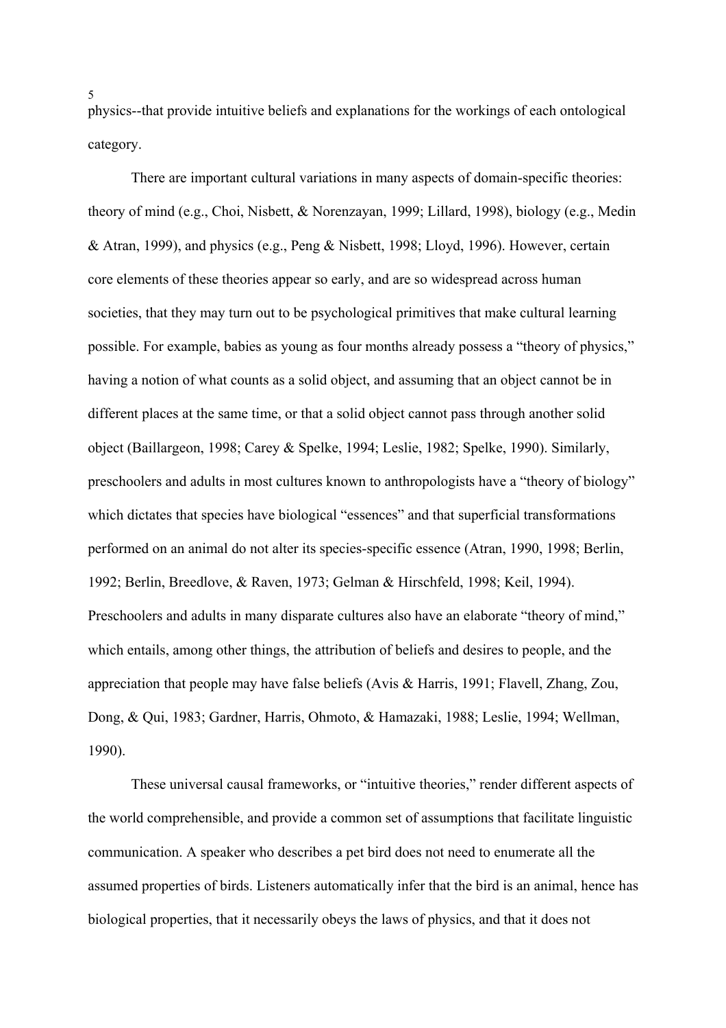physics--that provide intuitive beliefs and explanations for the workings of each ontological category.

There are important cultural variations in many aspects of domain-specific theories: theory of mind (e.g., Choi, Nisbett, & Norenzayan, 1999; Lillard, 1998), biology (e.g., Medin & Atran, 1999), and physics (e.g., Peng & Nisbett, 1998; Lloyd, 1996). However, certain core elements of these theories appear so early, and are so widespread across human societies, that they may turn out to be psychological primitives that make cultural learning possible. For example, babies as young as four months already possess a "theory of physics," having a notion of what counts as a solid object, and assuming that an object cannot be in different places at the same time, or that a solid object cannot pass through another solid object (Baillargeon, 1998; Carey & Spelke, 1994; Leslie, 1982; Spelke, 1990). Similarly, preschoolers and adults in most cultures known to anthropologists have a "theory of biology" which dictates that species have biological "essences" and that superficial transformations performed on an animal do not alter its species-specific essence (Atran, 1990, 1998; Berlin, 1992; Berlin, Breedlove, & Raven, 1973; Gelman & Hirschfeld, 1998; Keil, 1994). Preschoolers and adults in many disparate cultures also have an elaborate "theory of mind," which entails, among other things, the attribution of beliefs and desires to people, and the appreciation that people may have false beliefs (Avis & Harris, 1991; Flavell, Zhang, Zou, Dong, & Qui, 1983; Gardner, Harris, Ohmoto, & Hamazaki, 1988; Leslie, 1994; Wellman, 1990).

These universal causal frameworks, or "intuitive theories," render different aspects of the world comprehensible, and provide a common set of assumptions that facilitate linguistic communication. A speaker who describes a pet bird does not need to enumerate all the assumed properties of birds. Listeners automatically infer that the bird is an animal, hence has biological properties, that it necessarily obeys the laws of physics, and that it does not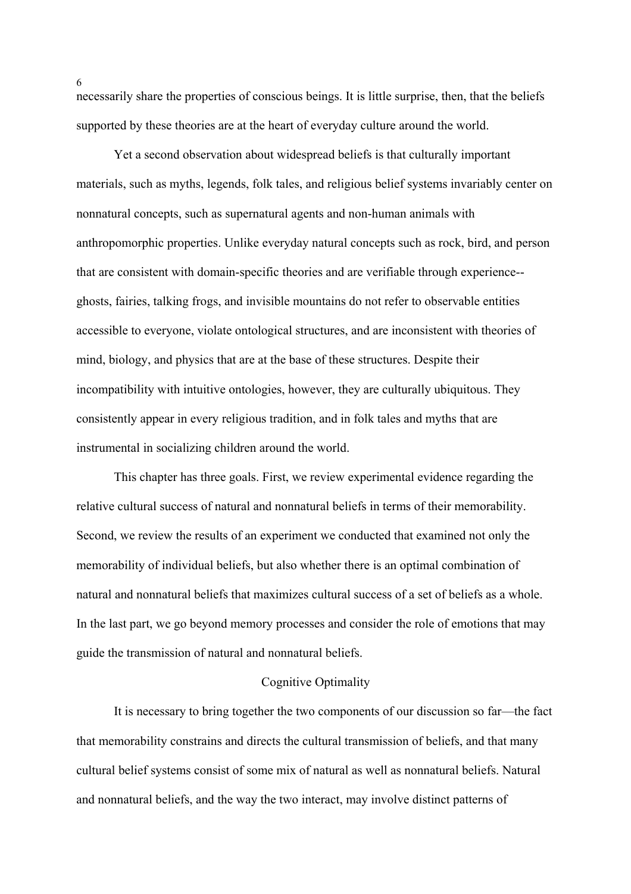necessarily share the properties of conscious beings. It is little surprise, then, that the beliefs supported by these theories are at the heart of everyday culture around the world.

Yet a second observation about widespread beliefs is that culturally important materials, such as myths, legends, folk tales, and religious belief systems invariably center on nonnatural concepts, such as supernatural agents and non-human animals with anthropomorphic properties. Unlike everyday natural concepts such as rock, bird, and person that are consistent with domain-specific theories and are verifiable through experience--ghosts, fairies, talking frogs, and invisible mountains do not refer to observable entities accessible to everyone, violate ontological structures, and are inconsistent with theories of mind, biology, and physics that are at the base of these structures. Despite their incompatibility with intuitive ontologies, however, they are culturally ubiquitous. They consistently appear in every religious tradition, and in folk tales and myths that are instrumental in socializing children around the world.

This chapter has three goals. First, we review experimental evidence regarding the relative cultural success of natural and nonnatural beliefs in terms of their memorability. Second, we review the results of an experiment we conducted that examined not only the memorability of individual beliefs, but also whether there is an optimal combination of natural and nonnatural beliefs that maximizes cultural success of a set of beliefs as a whole. In the last part, we go beyond memory processes and consider the role of emotions that may guide the transmission of natural and nonnatural beliefs.

## Cognitive Optimality

It is necessary to bring together the two components of our discussion so far—the fact that memorability constrains and directs the cultural transmission of beliefs, and that many cultural belief systems consist of some mix of natural as well as nonnatural beliefs. Natural and nonnatural beliefs, and the way the two interact, may involve distinct patterns of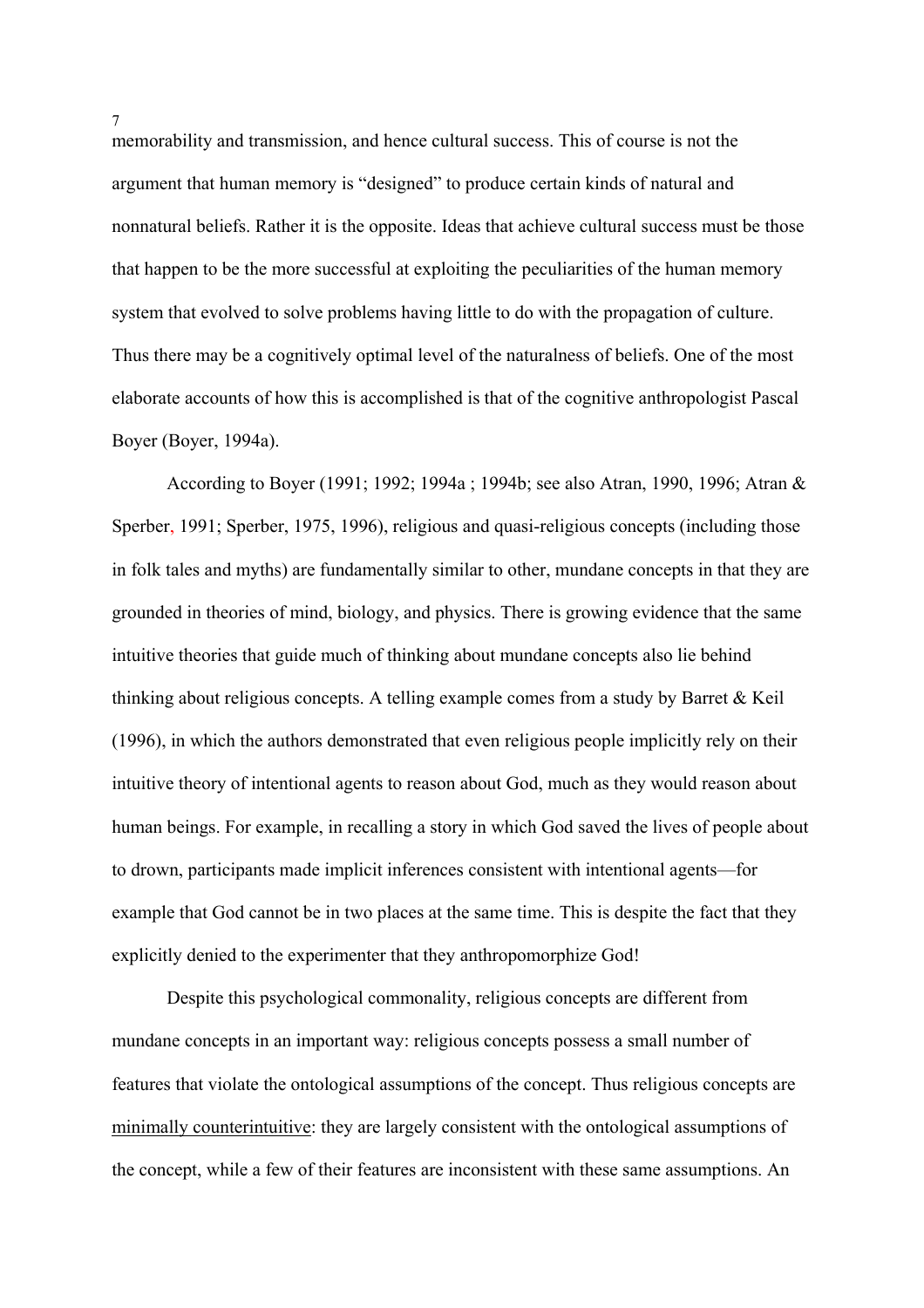memorability and transmission, and hence cultural success. This of course is not the argument that human memory is "designed" to produce certain kinds of natural and nonnatural beliefs. Rather it is the opposite. Ideas that achieve cultural success must be those that happen to be the more successful at exploiting the peculiarities of the human memory system that evolved to solve problems having little to do with the propagation of culture. Thus there may be a cognitively optimal level of the naturalness of beliefs. One of the most elaborate accounts of how this is accomplished is that of the cognitive anthropologist Pascal Boyer (Boyer, 1994a).

According to Boyer (1991; 1992; 1994a ; 1994b; see also Atran, 1990, 1996; Atran & Sperber, 1991; Sperber, 1975, 1996), religious and quasi-religious concepts (including those in folk tales and myths) are fundamentally similar to other, mundane concepts in that they are grounded in theories of mind, biology, and physics. There is growing evidence that the same intuitive theories that guide much of thinking about mundane concepts also lie behind thinking about religious concepts. A telling example comes from a study by Barret & Keil (1996), in which the authors demonstrated that even religious people implicitly rely on their intuitive theory of intentional agents to reason about God, much as they would reason about human beings. For example, in recalling a story in which God saved the lives of people about to drown, participants made implicit inferences consistent with intentional agents—for example that God cannot be in two places at the same time. This is despite the fact that they explicitly denied to the experimenter that they anthropomorphize God!

Despite this psychological commonality, religious concepts are different from mundane concepts in an important way: religious concepts possess a small number of features that violate the ontological assumptions of the concept. Thus religious concepts are minimally counterintuitive: they are largely consistent with the ontological assumptions of the concept, while a few of their features are inconsistent with these same assumptions. An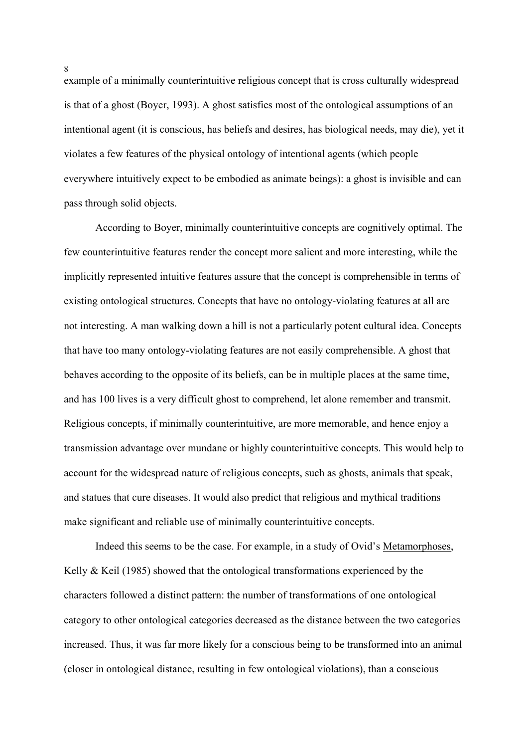example of a minimally counterintuitive religious concept that is cross culturally widespread is that of a ghost (Boyer, 1993). A ghost satisfies most of the ontological assumptions of an intentional agent (it is conscious, has beliefs and desires, has biological needs, may die), yet it violates a few features of the physical ontology of intentional agents (which people everywhere intuitively expect to be embodied as animate beings): a ghost is invisible and can pass through solid objects.

According to Boyer, minimally counterintuitive concepts are cognitively optimal. The few counterintuitive features render the concept more salient and more interesting, while the implicitly represented intuitive features assure that the concept is comprehensible in terms of existing ontological structures. Concepts that have no ontology-violating features at all are not interesting. A man walking down a hill is not a particularly potent cultural idea. Concepts that have too many ontology-violating features are not easily comprehensible. A ghost that behaves according to the opposite of its beliefs, can be in multiple places at the same time, and has 100 lives is a very difficult ghost to comprehend, let alone remember and transmit. Religious concepts, if minimally counterintuitive, are more memorable, and hence enjoy a transmission advantage over mundane or highly counterintuitive concepts. This would help to account for the widespread nature of religious concepts, such as ghosts, animals that speak, and statues that cure diseases. It would also predict that religious and mythical traditions make significant and reliable use of minimally counterintuitive concepts.

Indeed this seems to be the case. For example, in a study of Ovid's Metamorphoses, Kelly & Keil (1985) showed that the ontological transformations experienced by the characters followed a distinct pattern: the number of transformations of one ontological category to other ontological categories decreased as the distance between the two categories increased. Thus, it was far more likely for a conscious being to be transformed into an animal (closer in ontological distance, resulting in few ontological violations), than a conscious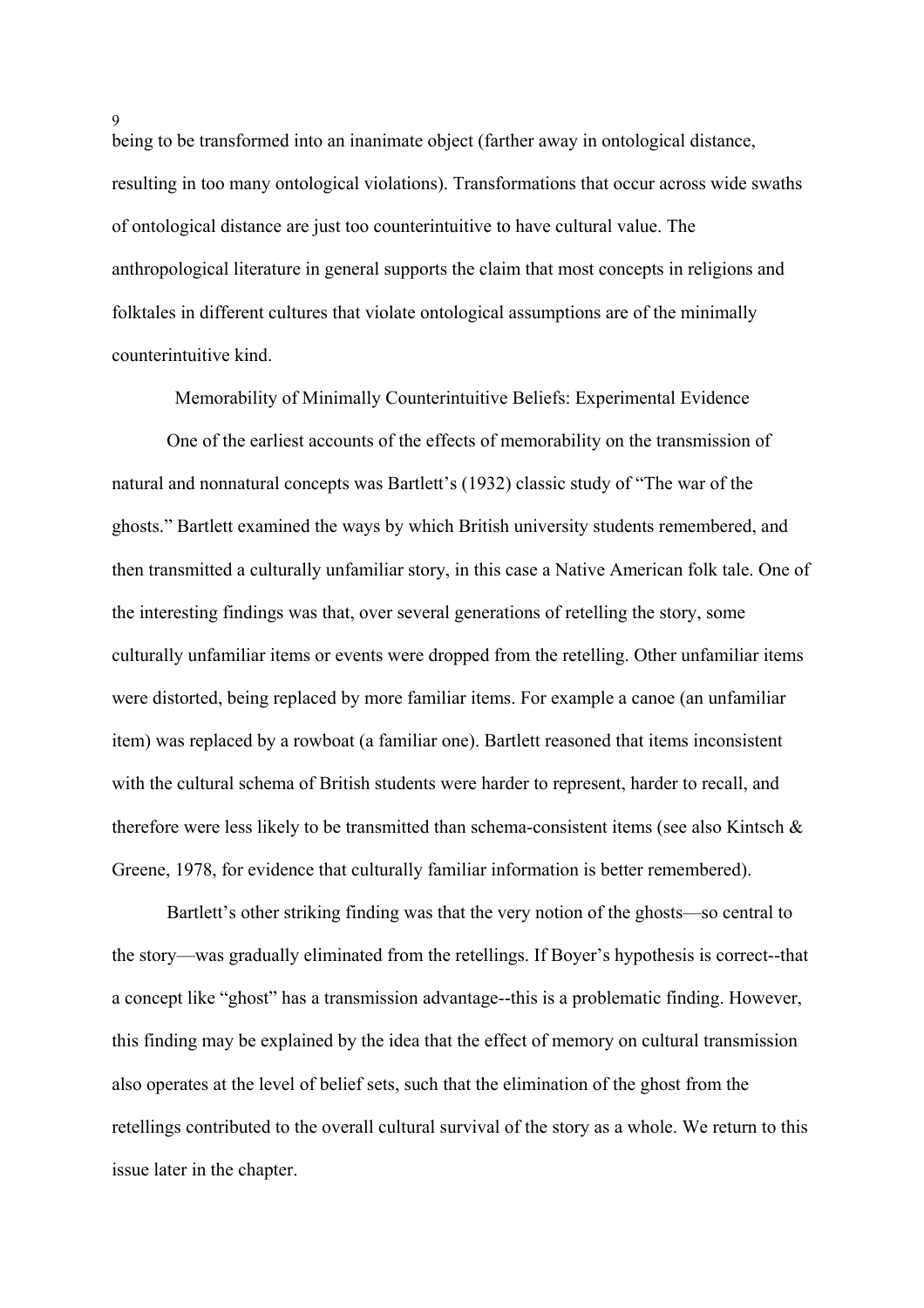being to be transformed into an inanimate object (farther away in ontological distance, resulting in too many ontological violations). Transformations that occur across wide swaths of ontological distance are just too counterintuitive to have cultural value. The anthropological literature in general supports the claim that most concepts in religions and folktales in different cultures that violate ontological assumptions are of the minimally counterintuitive kind.

## Memorability of Minimally Counterintuitive Beliefs: Experimental Evidence

One of the earliest accounts of the effects of memorability on the transmission of natural and nonnatural concepts was Bartlett's (1932) classic study of "The war of the ghosts." Bartlett examined the ways by which British university students remembered, and then transmitted a culturally unfamiliar story, in this case a Native American folk tale. One of the interesting findings was that, over several generations of retelling the story, some culturally unfamiliar items or events were dropped from the retelling. Other unfamiliar items were distorted, being replaced by more familiar items. For example a canoe (an unfamiliar item) was replaced by a rowboat (a familiar one). Bartlett reasoned that items inconsistent with the cultural schema of British students were harder to represent, harder to recall, and therefore were less likely to be transmitted than schema-consistent items (see also Kintsch & Greene, 1978, for evidence that culturally familiar information is better remembered).

Bartlett's other striking finding was that the very notion of the ghosts—so central to the story—was gradually eliminated from the retellings. If Boyer's hypothesis is correct--that a concept like "ghost" has a transmission advantage--this is a problematic finding. However, this finding may be explained by the idea that the effect of memory on cultural transmission also operates at the level of belief sets, such that the elimination of the ghost from the retellings contributed to the overall cultural survival of the story as a whole. We return to this issue later in the chapter.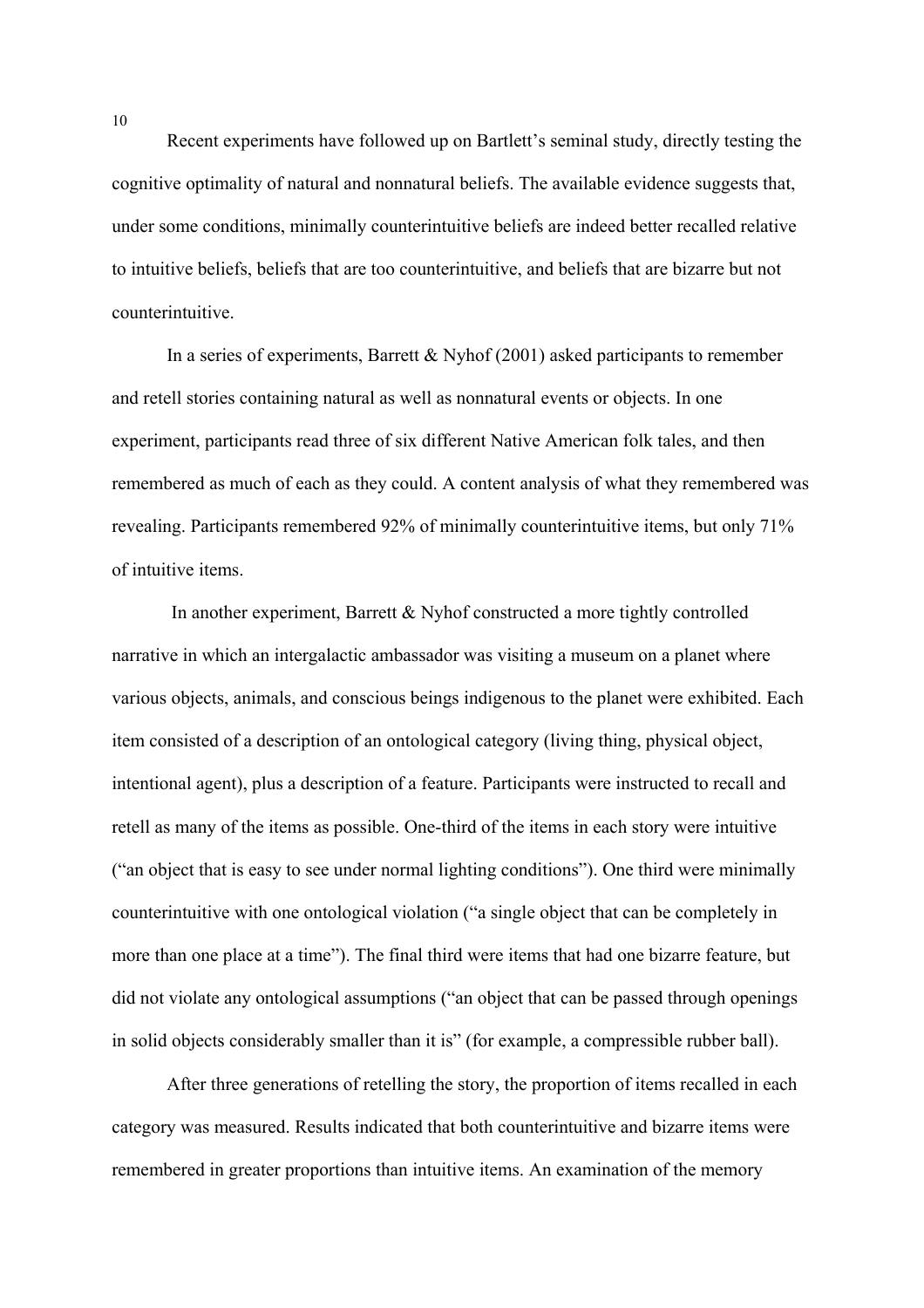Recent experiments have followed up on Bartlett's seminal study, directly testing the cognitive optimality of natural and nonnatural beliefs. The available evidence suggests that, under some conditions, minimally counterintuitive beliefs are indeed better recalled relative to intuitive beliefs, beliefs that are too counterintuitive, and beliefs that are bizarre but not counterintuitive.

In a series of experiments, Barrett & Nyhof (2001) asked participants to remember and retell stories containing natural as well as nonnatural events or objects. In one experiment, participants read three of six different Native American folk tales, and then remembered as much of each as they could. A content analysis of what they remembered was revealing. Participants remembered 92% of minimally counterintuitive items, but only 71% of intuitive items.

In another experiment, Barrett & Nyhof constructed a more tightly controlled narrative in which an intergalactic ambassador was visiting a museum on a planet where various objects, animals, and conscious beings indigenous to the planet were exhibited. Each item consisted of a description of an ontological category (living thing, physical object, intentional agent), plus a description of a feature. Participants were instructed to recall and retell as many of the items as possible. One-third of the items in each story were intuitive ("an object that is easy to see under normal lighting conditions"). One third were minimally counterintuitive with one ontological violation ("a single object that can be completely in more than one place at a time"). The final third were items that had one bizarre feature, but did not violate any ontological assumptions ("an object that can be passed through openings in solid objects considerably smaller than it is" (for example, a compressible rubber ball).

After three generations of retelling the story, the proportion of items recalled in each category was measured. Results indicated that both counterintuitive and bizarre items were remembered in greater proportions than intuitive items. An examination of the memory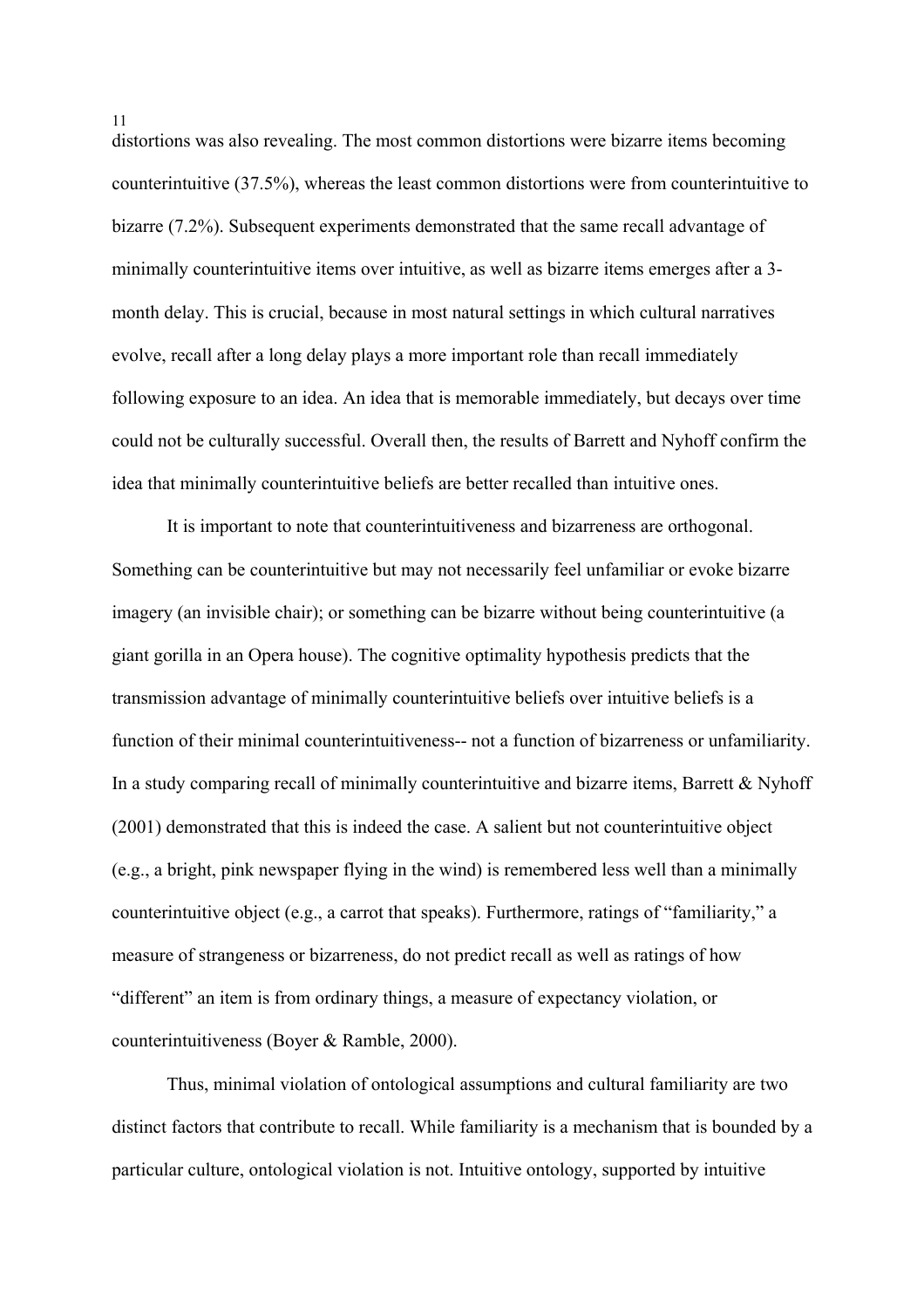distortions was also revealing. The most common distortions were bizarre items becoming counterintuitive (37.5%), whereas the least common distortions were from counterintuitive to bizarre (7.2%). Subsequent experiments demonstrated that the same recall advantage of minimally counterintuitive items over intuitive, as well as bizarre items emerges after a 3-month delay. This is crucial, because in most natural settings in which cultural narratives evolve, recall after a long delay plays a more important role than recall immediately following exposure to an idea. An idea that is memorable immediately, but decays over time could not be culturally successful. Overall then, the results of Barrett and Nyhoff confirm the idea that minimally counterintuitive beliefs are better recalled than intuitive ones.

It is important to note that counterintuitiveness and bizarreness are orthogonal. Something can be counterintuitive but may not necessarily feel unfamiliar or evoke bizarre imagery (an invisible chair); or something can be bizarre without being counterintuitive (a giant gorilla in an Opera house). The cognitive optimality hypothesis predicts that the transmission advantage of minimally counterintuitive beliefs over intuitive beliefs is a function of their minimal counterintuitiveness-- not a function of bizarreness or unfamiliarity. In a study comparing recall of minimally counterintuitive and bizarre items, Barrett & Nyhoff (2001) demonstrated that this is indeed the case. A salient but not counterintuitive object (e.g., a bright, pink newspaper flying in the wind) is remembered less well than a minimally counterintuitive object (e.g., a carrot that speaks). Furthermore, ratings of "familiarity," a measure of strangeness or bizarreness, do not predict recall as well as ratings of how "different" an item is from ordinary things, a measure of expectancy violation, or counterintuitiveness (Boyer & Ramble, 2000).

Thus, minimal violation of ontological assumptions and cultural familiarity are two distinct factors that contribute to recall. While familiarity is a mechanism that is bounded by a particular culture, ontological violation is not. Intuitive ontology, supported by intuitive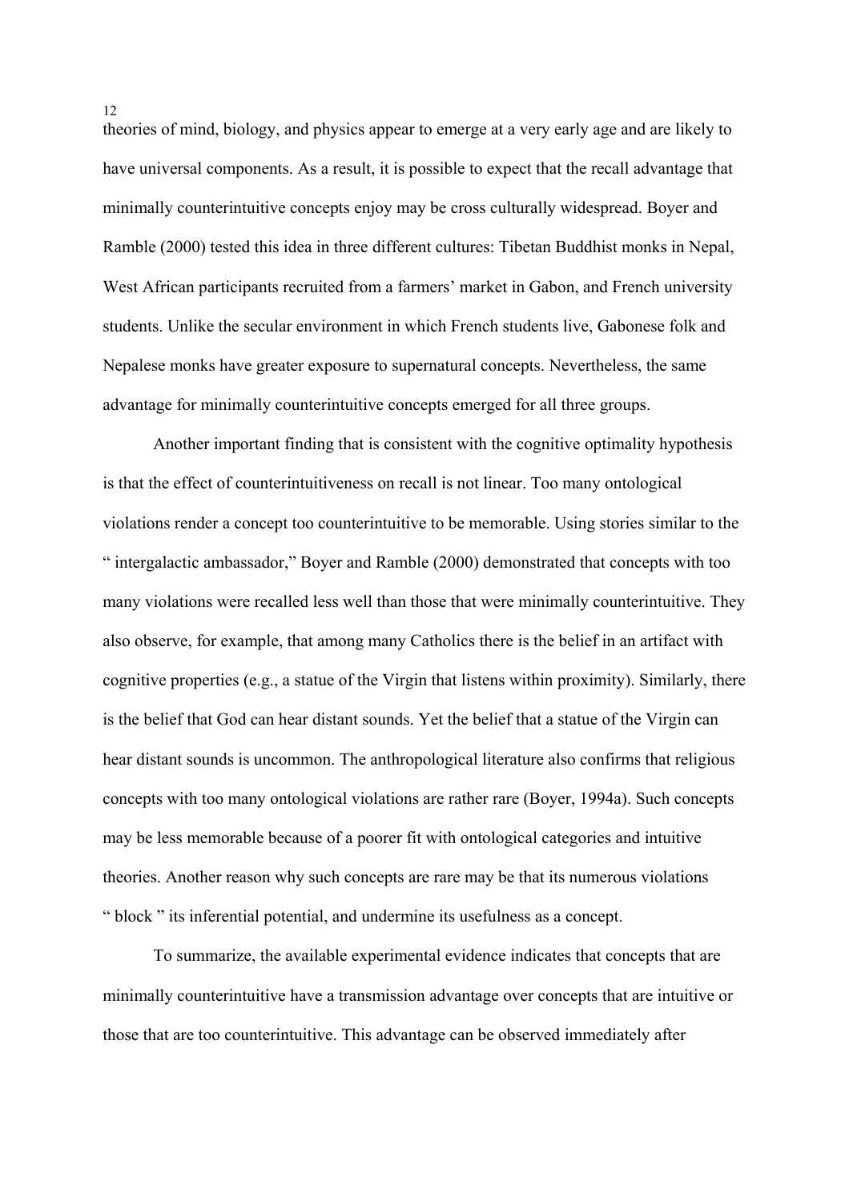theories of mind, biology, and physics appear to emerge at a very early age and are likely to have universal components. As a result, it is possible to expect that the recall advantage that minimally counterintuitive concepts enjoy may be cross culturally widespread. Boyer and Ramble (2000) tested this idea in three different cultures: Tibetan Buddhist monks in Nepal, West African participants recruited from a farmers' market in Gabon, and French university students. Unlike the secular environment in which French students live, Gabonese folk and Nepalese monks have greater exposure to supernatural concepts. Nevertheless, the same advantage for minimally counterintuitive concepts emerged for all three groups.

Another important finding that is consistent with the cognitive optimality hypothesis is that the effect of counterintuitiveness on recall is not linear. Too many ontological violations render a concept too counterintuitive to be memorable. Using stories similar to the " intergalactic ambassador," Boyer and Ramble (2000) demonstrated that concepts with too many violations were recalled less well than those that were minimally counterintuitive. They also observe, for example, that among many Catholics there is the belief in an artifact with cognitive properties (e.g., a statue of the Virgin that listens within proximity). Similarly, there is the belief that God can hear distant sounds. Yet the belief that a statue of the Virgin can hear distant sounds is uncommon. The anthropological literature also confirms that religious concepts with too many ontological violations are rather rare (Boyer, 1994a). Such concepts may be less memorable because of a poorer fit with ontological categories and intuitive theories. Another reason why such concepts are rare may be that its numerous violations " block " its inferential potential, and undermine its usefulness as a concept.

To summarize, the available experimental evidence indicates that concepts that are minimally counterintuitive have a transmission advantage over concepts that are intuitive or those that are too counterintuitive. This advantage can be observed immediately after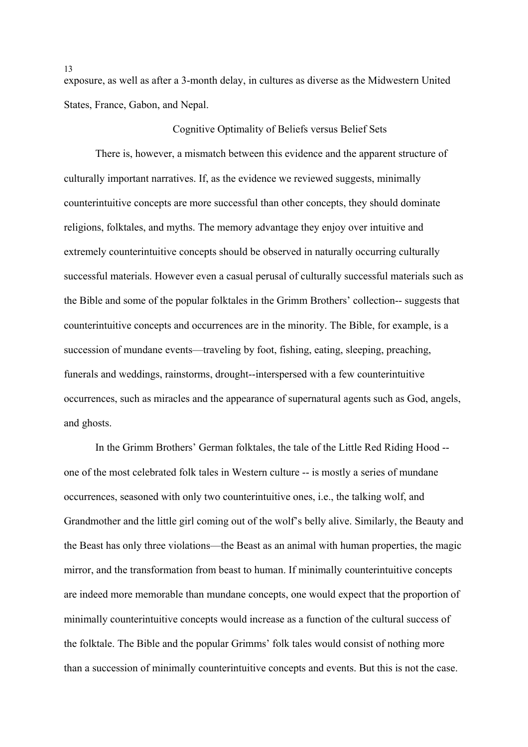exposure, as well as after a 3-month delay, in cultures as diverse as the Midwestern United States, France, Gabon, and Nepal.

## Cognitive Optimality of Beliefs versus Belief Sets

There is, however, a mismatch between this evidence and the apparent structure of culturally important narratives. If, as the evidence we reviewed suggests, minimally counterintuitive concepts are more successful than other concepts, they should dominate religions, folktales, and myths. The memory advantage they enjoy over intuitive and extremely counterintuitive concepts should be observed in naturally occurring culturally successful materials. However even a casual perusal of culturally successful materials such as the Bible and some of the popular folktales in the Grimm Brothers' collection-- suggests that counterintuitive concepts and occurrences are in the minority. The Bible, for example, is a succession of mundane events—traveling by foot, fishing, eating, sleeping, preaching, funerals and weddings, rainstorms, drought--interspersed with a few counterintuitive occurrences, such as miracles and the appearance of supernatural agents such as God, angels, and ghosts.

In the Grimm Brothers' German folktales, the tale of the Little Red Riding Hood -- one of the most celebrated folk tales in Western culture -- is mostly a series of mundane occurrences, seasoned with only two counterintuitive ones, i.e., the talking wolf, and Grandmother and the little girl coming out of the wolf's belly alive. Similarly, the Beauty and the Beast has only three violations—the Beast as an animal with human properties, the magic mirror, and the transformation from beast to human. If minimally counterintuitive concepts are indeed more memorable than mundane concepts, one would expect that the proportion of minimally counterintuitive concepts would increase as a function of the cultural success of the folktale. The Bible and the popular Grimms' folk tales would consist of nothing more than a succession of minimally counterintuitive concepts and events. But this is not the case.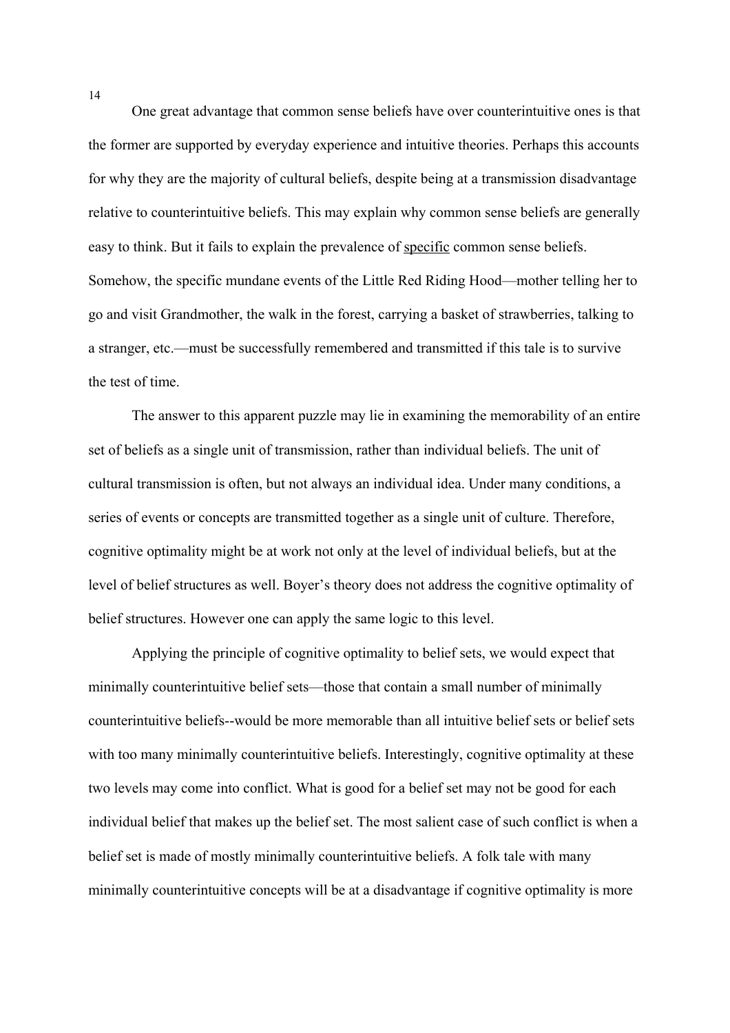One great advantage that common sense beliefs have over counterintuitive ones is that the former are supported by everyday experience and intuitive theories. Perhaps this accounts for why they are the majority of cultural beliefs, despite being at a transmission disadvantage relative to counterintuitive beliefs. This may explain why common sense beliefs are generally easy to think. But it fails to explain the prevalence of <u>specific</u> common sense beliefs. Somehow, the specific mundane events of the Little Red Riding Hood—mother telling her to go and visit Grandmother, the walk in the forest, carrying a basket of strawberries, talking to a stranger, etc.—must be successfully remembered and transmitted if this tale is to survive the test of time.

The answer to this apparent puzzle may lie in examining the memorability of an entire set of beliefs as a single unit of transmission, rather than individual beliefs. The unit of cultural transmission is often, but not always an individual idea. Under many conditions, a series of events or concepts are transmitted together as a single unit of culture. Therefore, cognitive optimality might be at work not only at the level of individual beliefs, but at the level of belief structures as well. Boyer's theory does not address the cognitive optimality of belief structures. However one can apply the same logic to this level.

Applying the principle of cognitive optimality to belief sets, we would expect that minimally counterintuitive belief sets—those that contain a small number of minimally counterintuitive beliefs--would be more memorable than all intuitive belief sets or belief sets with too many minimally counterintuitive beliefs. Interestingly, cognitive optimality at these two levels may come into conflict. What is good for a belief set may not be good for each individual belief that makes up the belief set. The most salient case of such conflict is when a belief set is made of mostly minimally counterintuitive beliefs. A folk tale with many minimally counterintuitive concepts will be at a disadvantage if cognitive optimality is more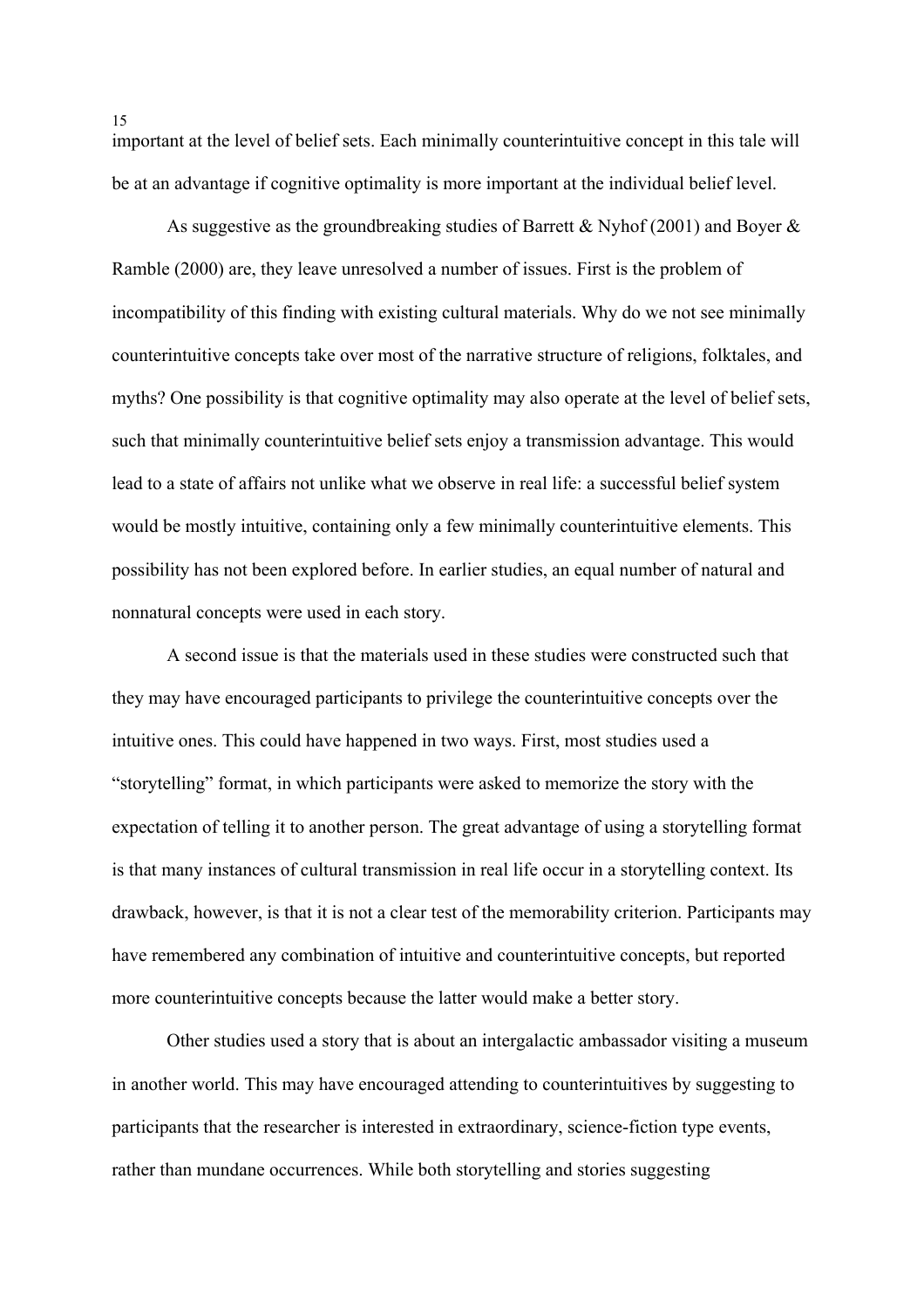important at the level of belief sets. Each minimally counterintuitive concept in this tale will be at an advantage if cognitive optimality is more important at the individual belief level.

As suggestive as the groundbreaking studies of Barrett & Nyhof (2001) and Boyer & Ramble (2000) are, they leave unresolved a number of issues. First is the problem of incompatibility of this finding with existing cultural materials. Why do we not see minimally counterintuitive concepts take over most of the narrative structure of religions, folktales, and myths? One possibility is that cognitive optimality may also operate at the level of belief sets, such that minimally counterintuitive belief sets enjoy a transmission advantage. This would lead to a state of affairs not unlike what we observe in real life: a successful belief system would be mostly intuitive, containing only a few minimally counterintuitive elements. This possibility has not been explored before. In earlier studies, an equal number of natural and nonnatural concepts were used in each story.

A second issue is that the materials used in these studies were constructed such that they may have encouraged participants to privilege the counterintuitive concepts over the intuitive ones. This could have happened in two ways. First, most studies used a "storytelling" format, in which participants were asked to memorize the story with the expectation of telling it to another person. The great advantage of using a storytelling format is that many instances of cultural transmission in real life occur in a storytelling context. Its drawback, however, is that it is not a clear test of the memorability criterion. Participants may have remembered any combination of intuitive and counterintuitive concepts, but reported more counterintuitive concepts because the latter would make a better story.

Other studies used a story that is about an intergalactic ambassador visiting a museum in another world. This may have encouraged attending to counterintuitives by suggesting to participants that the researcher is interested in extraordinary, science-fiction type events, rather than mundane occurrences. While both storytelling and stories suggesting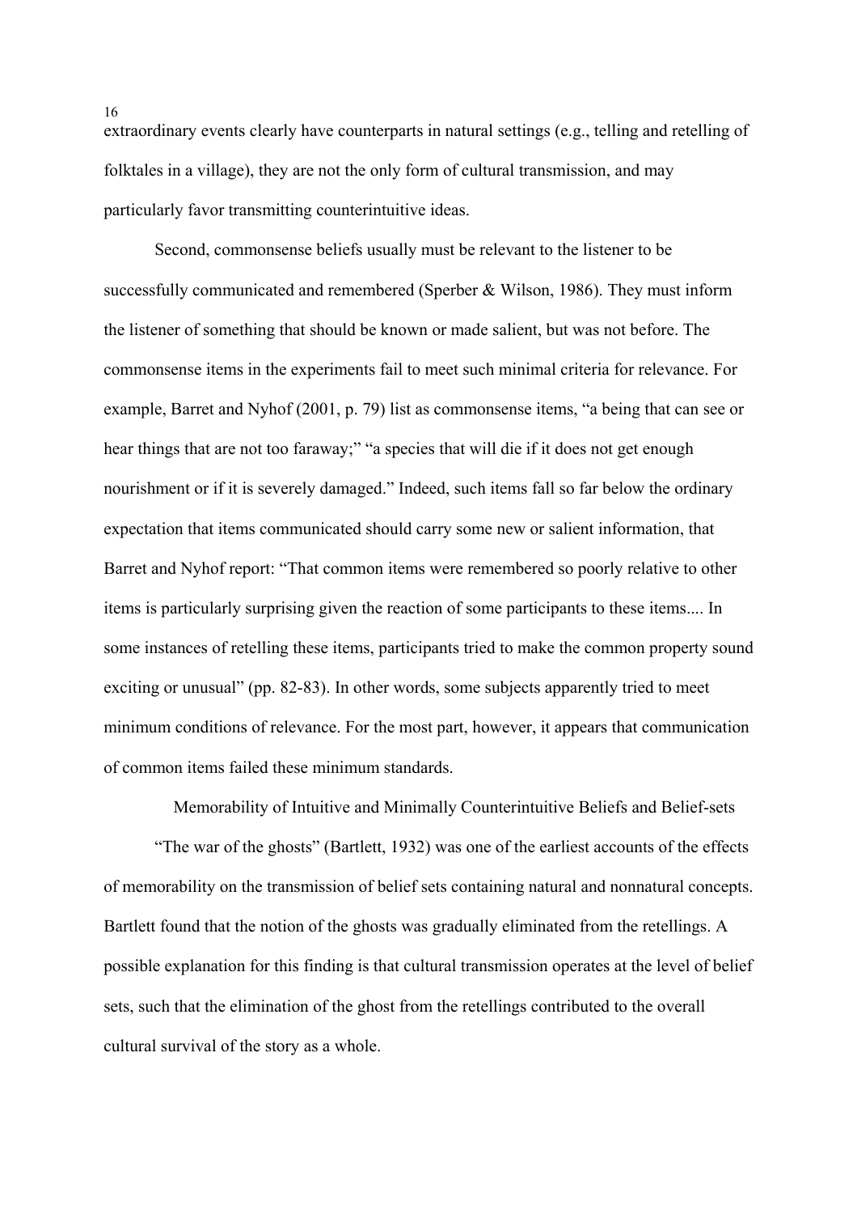extraordinary events clearly have counterparts in natural settings (e.g., telling and retelling of folktales in a village), they are not the only form of cultural transmission, and may particularly favor transmitting counterintuitive ideas.

Second, commonsense beliefs usually must be relevant to the listener to be successfully communicated and remembered (Sperber & Wilson, 1986). They must inform the listener of something that should be known or made salient, but was not before. The commonsense items in the experiments fail to meet such minimal criteria for relevance. For example, Barret and Nyhof (2001, p. 79) list as commonsense items, "a being that can see or hear things that are not too faraway;" "a species that will die if it does not get enough nourishment or if it is severely damaged." Indeed, such items fall so far below the ordinary expectation that items communicated should carry some new or salient information, that Barret and Nyhof report: "That common items were remembered so poorly relative to other items is particularly surprising given the reaction of some participants to these items.... In some instances of retelling these items, participants tried to make the common property sound exciting or unusual" (pp. 82-83). In other words, some subjects apparently tried to meet minimum conditions of relevance. For the most part, however, it appears that communication of common items failed these minimum standards.

## Memorability of Intuitive and Minimally Counterintuitive Beliefs and Belief-sets

"The war of the ghosts" (Bartlett, 1932) was one of the earliest accounts of the effects of memorability on the transmission of belief sets containing natural and nonnatural concepts. Bartlett found that the notion of the ghosts was gradually eliminated from the retellings. A possible explanation for this finding is that cultural transmission operates at the level of belief sets, such that the elimination of the ghost from the retellings contributed to the overall cultural survival of the story as a whole.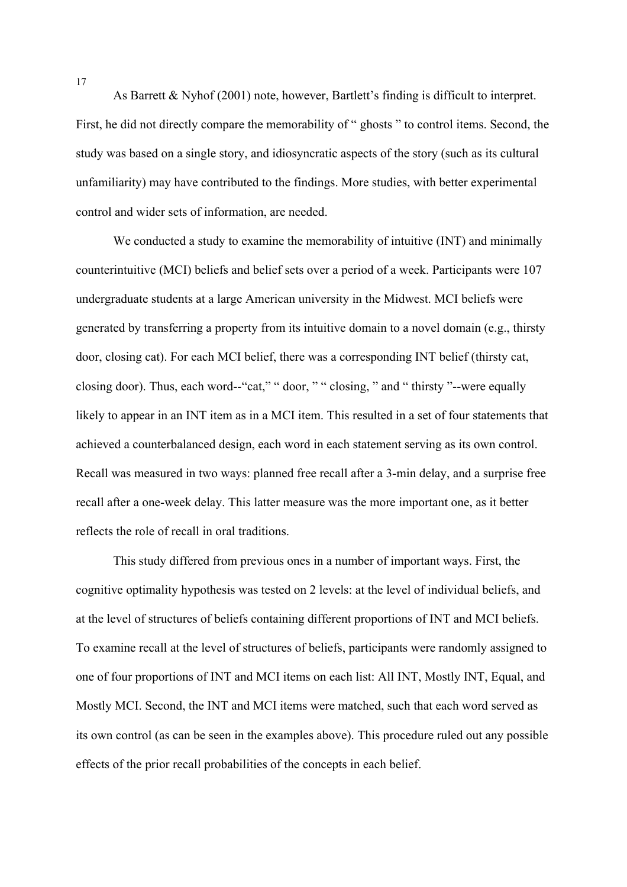As Barrett & Nyhof (2001) note, however, Bartlett's finding is difficult to interpret. First, he did not directly compare the memorability of " ghosts " to control items. Second, the study was based on a single story, and idiosyncratic aspects of the story (such as its cultural unfamiliarity) may have contributed to the findings. More studies, with better experimental control and wider sets of information, are needed.

We conducted a study to examine the memorability of intuitive (INT) and minimally counterintuitive (MCI) beliefs and belief sets over a period of a week. Participants were 107 undergraduate students at a large American university in the Midwest. MCI beliefs were generated by transferring a property from its intuitive domain to a novel domain (e.g., thirsty door, closing cat). For each MCI belief, there was a corresponding INT belief (thirsty cat, closing door). Thus, each word--"cat," " door, " " closing, " and " thirsty "--were equally likely to appear in an INT item as in a MCI item. This resulted in a set of four statements that achieved a counterbalanced design, each word in each statement serving as its own control. Recall was measured in two ways: planned free recall after a 3-min delay, and a surprise free recall after a one-week delay. This latter measure was the more important one, as it better reflects the role of recall in oral traditions.

This study differed from previous ones in a number of important ways. First, the cognitive optimality hypothesis was tested on 2 levels: at the level of individual beliefs, and at the level of structures of beliefs containing different proportions of INT and MCI beliefs. To examine recall at the level of structures of beliefs, participants were randomly assigned to one of four proportions of INT and MCI items on each list: All INT, Mostly INT, Equal, and Mostly MCI. Second, the INT and MCI items were matched, such that each word served as its own control (as can be seen in the examples above). This procedure ruled out any possible effects of the prior recall probabilities of the concepts in each belief.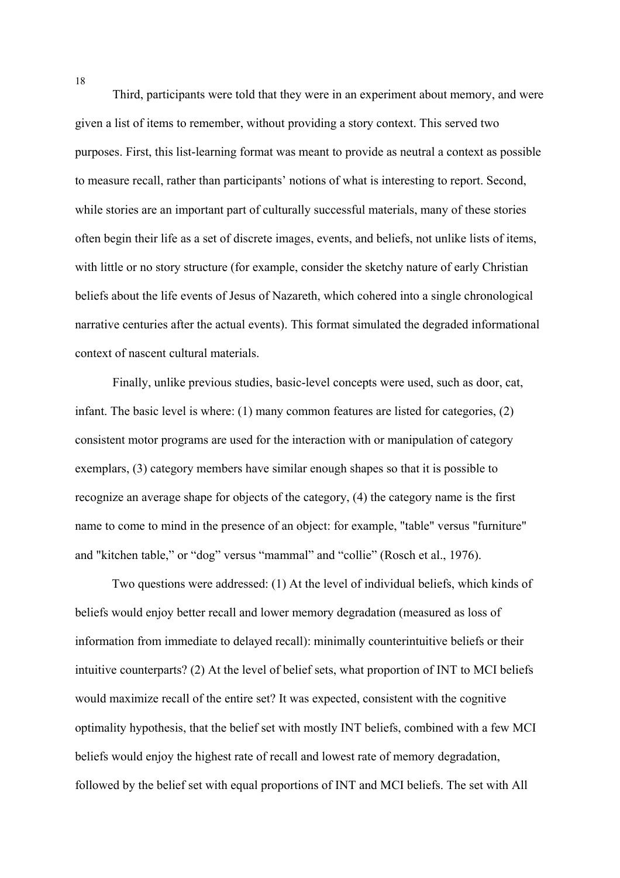Third, participants were told that they were in an experiment about memory, and were given a list of items to remember, without providing a story context. This served two purposes. First, this list-learning format was meant to provide as neutral a context as possible to measure recall, rather than participants' notions of what is interesting to report. Second, while stories are an important part of culturally successful materials, many of these stories often begin their life as a set of discrete images, events, and beliefs, not unlike lists of items, with little or no story structure (for example, consider the sketchy nature of early Christian beliefs about the life events of Jesus of Nazareth, which cohered into a single chronological narrative centuries after the actual events). This format simulated the degraded informational context of nascent cultural materials.

Finally, unlike previous studies, basic-level concepts were used, such as door, cat, infant. The basic level is where: (1) many common features are listed for categories, (2) consistent motor programs are used for the interaction with or manipulation of category exemplars, (3) category members have similar enough shapes so that it is possible to recognize an average shape for objects of the category, (4) the category name is the first name to come to mind in the presence of an object: for example, "table" versus "furniture" and "kitchen table," or "dog" versus "mammal" and "collie" (Rosch et al., 1976).

Two questions were addressed: (1) At the level of individual beliefs, which kinds of beliefs would enjoy better recall and lower memory degradation (measured as loss of information from immediate to delayed recall): minimally counterintuitive beliefs or their intuitive counterparts? (2) At the level of belief sets, what proportion of INT to MCI beliefs would maximize recall of the entire set? It was expected, consistent with the cognitive optimality hypothesis, that the belief set with mostly INT beliefs, combined with a few MCI beliefs would enjoy the highest rate of recall and lowest rate of memory degradation, followed by the belief set with equal proportions of INT and MCI beliefs. The set with All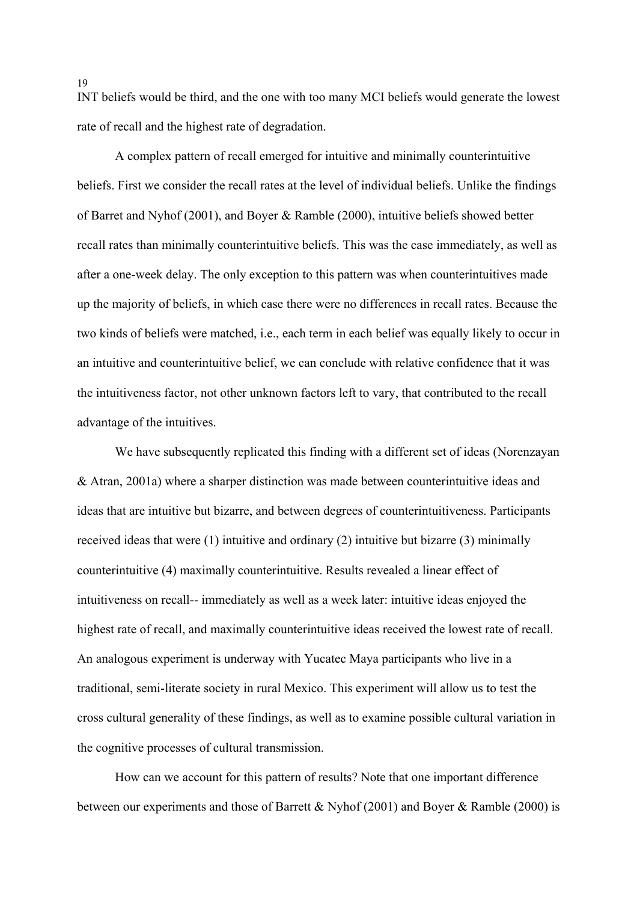INT beliefs would be third, and the one with too many MCI beliefs would generate the lowest rate of recall and the highest rate of degradation.

A complex pattern of recall emerged for intuitive and minimally counterintuitive beliefs. First we consider the recall rates at the level of individual beliefs. Unlike the findings of Barret and Nyhof (2001), and Boyer & Ramble (2000), intuitive beliefs showed better recall rates than minimally counterintuitive beliefs. This was the case immediately, as well as after a one-week delay. The only exception to this pattern was when counterintuitives made up the majority of beliefs, in which case there were no differences in recall rates. Because the two kinds of beliefs were matched, i.e., each term in each belief was equally likely to occur in an intuitive and counterintuitive belief, we can conclude with relative confidence that it was the intuitiveness factor, not other unknown factors left to vary, that contributed to the recall advantage of the intuitives.

We have subsequently replicated this finding with a different set of ideas (Norenzayan & Atran, 2001a) where a sharper distinction was made between counterintuitive ideas and ideas that are intuitive but bizarre, and between degrees of counterintuitiveness. Participants received ideas that were (1) intuitive and ordinary (2) intuitive but bizarre (3) minimally counterintuitive (4) maximally counterintuitive. Results revealed a linear effect of intuitiveness on recall-- immediately as well as a week later: intuitive ideas enjoyed the highest rate of recall, and maximally counterintuitive ideas received the lowest rate of recall. An analogous experiment is underway with Yucatec Maya participants who live in a traditional, semi-literate society in rural Mexico. This experiment will allow us to test the cross cultural generality of these findings, as well as to examine possible cultural variation in the cognitive processes of cultural transmission.

How can we account for this pattern of results? Note that one important difference between our experiments and those of Barrett & Nyhof (2001) and Boyer & Ramble (2000) is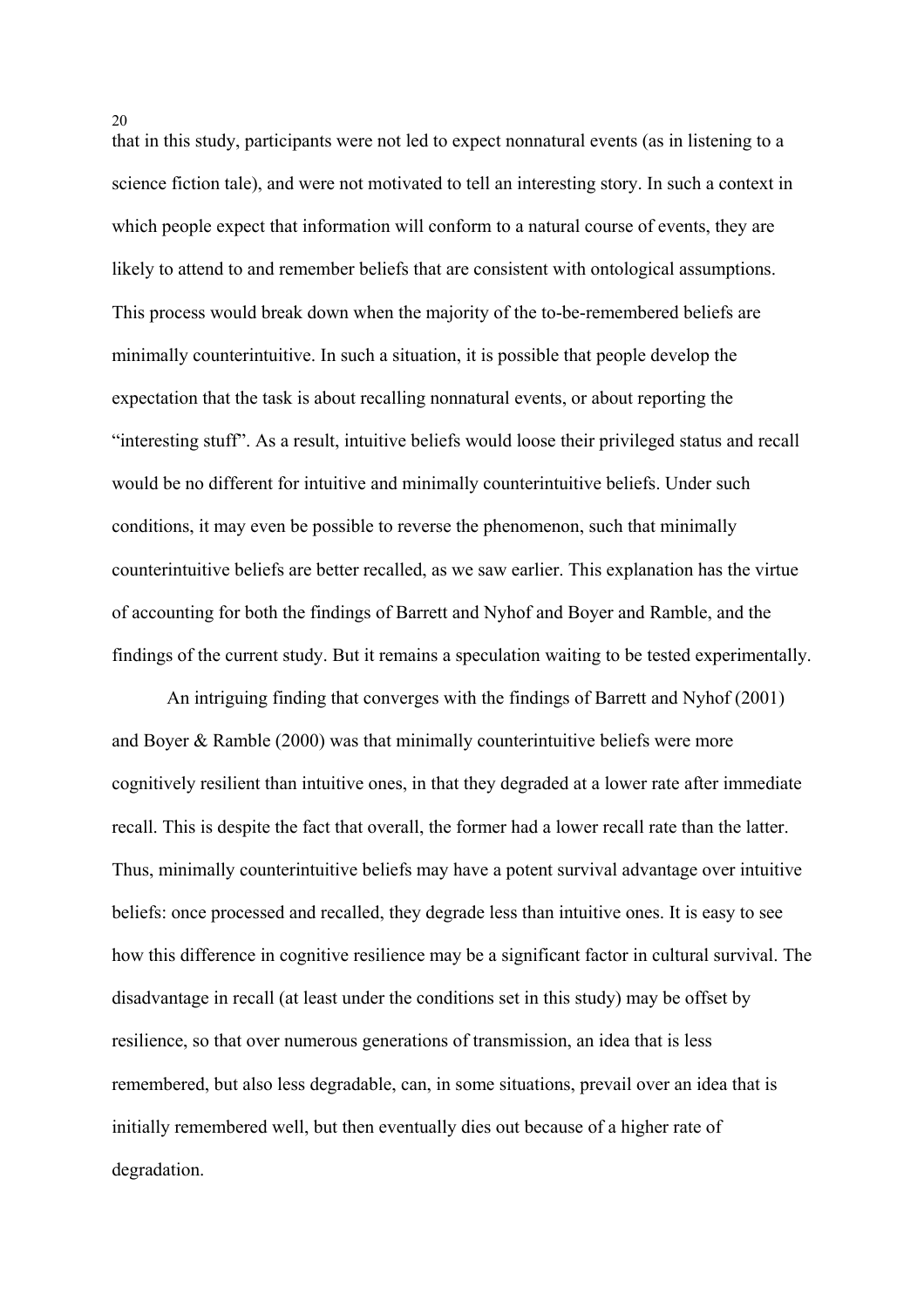that in this study, participants were not led to expect nonnatural events (as in listening to a science fiction tale), and were not motivated to tell an interesting story. In such a context in which people expect that information will conform to a natural course of events, they are likely to attend to and remember beliefs that are consistent with ontological assumptions. This process would break down when the majority of the to-be-remembered beliefs are minimally counterintuitive. In such a situation, it is possible that people develop the expectation that the task is about recalling nonnatural events, or about reporting the "interesting stuff". As a result, intuitive beliefs would loose their privileged status and recall would be no different for intuitive and minimally counterintuitive beliefs. Under such conditions, it may even be possible to reverse the phenomenon, such that minimally counterintuitive beliefs are better recalled, as we saw earlier. This explanation has the virtue of accounting for both the findings of Barrett and Nyhof and Boyer and Ramble, and the findings of the current study. But it remains a speculation waiting to be tested experimentally.

An intriguing finding that converges with the findings of Barrett and Nyhof (2001) and Boyer & Ramble (2000) was that minimally counterintuitive beliefs were more cognitively resilient than intuitive ones, in that they degraded at a lower rate after immediate recall. This is despite the fact that overall, the former had a lower recall rate than the latter. Thus, minimally counterintuitive beliefs may have a potent survival advantage over intuitive beliefs: once processed and recalled, they degrade less than intuitive ones. It is easy to see how this difference in cognitive resilience may be a significant factor in cultural survival. The disadvantage in recall (at least under the conditions set in this study) may be offset by resilience, so that over numerous generations of transmission, an idea that is less remembered, but also less degradable, can, in some situations, prevail over an idea that is initially remembered well, but then eventually dies out because of a higher rate of degradation.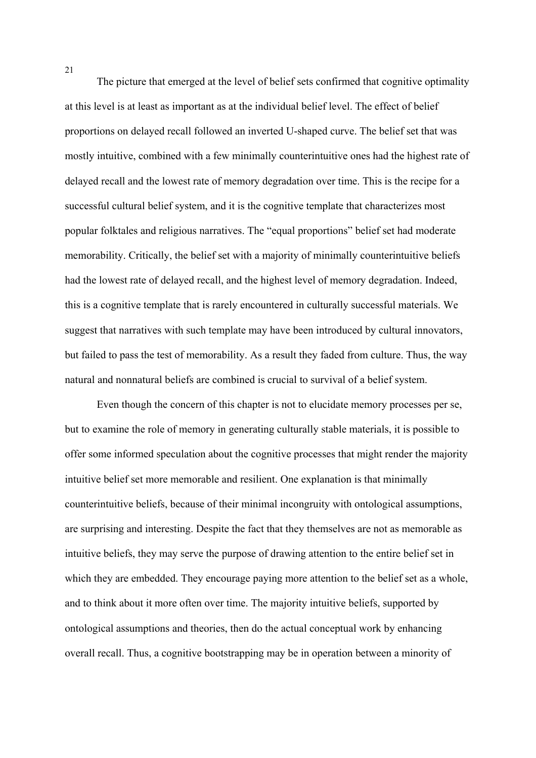The picture that emerged at the level of belief sets confirmed that cognitive optimality at this level is at least as important as at the individual belief level. The effect of belief proportions on delayed recall followed an inverted U-shaped curve. The belief set that was mostly intuitive, combined with a few minimally counterintuitive ones had the highest rate of delayed recall and the lowest rate of memory degradation over time. This is the recipe for a successful cultural belief system, and it is the cognitive template that characterizes most popular folktales and religious narratives. The "equal proportions" belief set had moderate memorability. Critically, the belief set with a majority of minimally counterintuitive beliefs had the lowest rate of delayed recall, and the highest level of memory degradation. Indeed, this is a cognitive template that is rarely encountered in culturally successful materials. We suggest that narratives with such template may have been introduced by cultural innovators, but failed to pass the test of memorability. As a result they faded from culture. Thus, the way natural and nonnatural beliefs are combined is crucial to survival of a belief system.

Even though the concern of this chapter is not to elucidate memory processes per se, but to examine the role of memory in generating culturally stable materials, it is possible to offer some informed speculation about the cognitive processes that might render the majority intuitive belief set more memorable and resilient. One explanation is that minimally counterintuitive beliefs, because of their minimal incongruity with ontological assumptions, are surprising and interesting. Despite the fact that they themselves are not as memorable as intuitive beliefs, they may serve the purpose of drawing attention to the entire belief set in which they are embedded. They encourage paying more attention to the belief set as a whole, and to think about it more often over time. The majority intuitive beliefs, supported by ontological assumptions and theories, then do the actual conceptual work by enhancing overall recall. Thus, a cognitive bootstrapping may be in operation between a minority of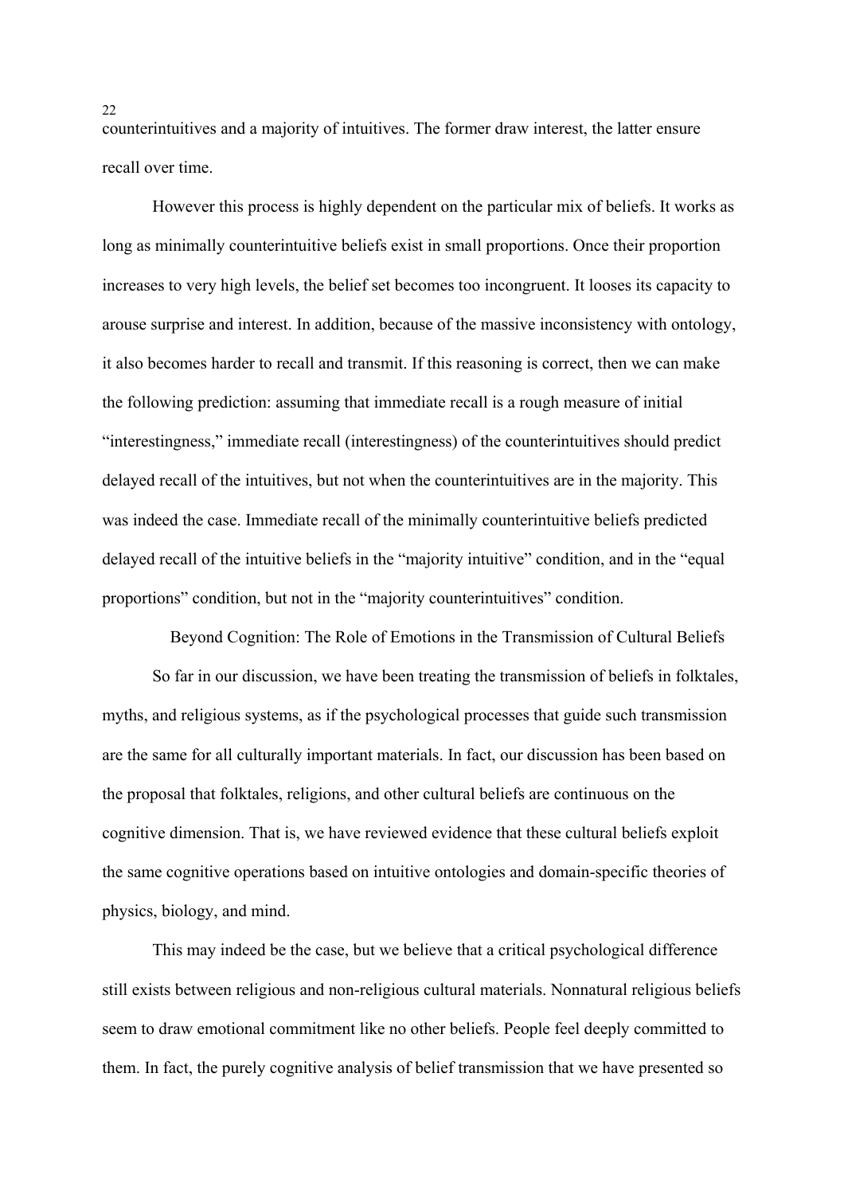counterintuitives and a majority of intuitives. The former draw interest, the latter ensure recall over time.

However this process is highly dependent on the particular mix of beliefs. It works as long as minimally counterintuitive beliefs exist in small proportions. Once their proportion increases to very high levels, the belief set becomes too incongruent. It looses its capacity to arouse surprise and interest. In addition, because of the massive inconsistency with ontology, it also becomes harder to recall and transmit. If this reasoning is correct, then we can make the following prediction: assuming that immediate recall is a rough measure of initial "interestingness," immediate recall (interestingness) of the counterintuitives should predict delayed recall of the intuitives, but not when the counterintuitives are in the majority. This was indeed the case. Immediate recall of the minimally counterintuitive beliefs predicted delayed recall of the intuitive beliefs in the "majority intuitive" condition, and in the "equal proportions" condition, but not in the "majority counterintuitives" condition.

## Beyond Cognition: The Role of Emotions in the Transmission of Cultural Beliefs

So far in our discussion, we have been treating the transmission of beliefs in folktales, myths, and religious systems, as if the psychological processes that guide such transmission are the same for all culturally important materials. In fact, our discussion has been based on the proposal that folktales, religions, and other cultural beliefs are continuous on the cognitive dimension. That is, we have reviewed evidence that these cultural beliefs exploit the same cognitive operations based on intuitive ontologies and domain-specific theories of physics, biology, and mind.

This may indeed be the case, but we believe that a critical psychological difference still exists between religious and non-religious cultural materials. Nonnatural religious beliefs seem to draw emotional commitment like no other beliefs. People feel deeply committed to them. In fact, the purely cognitive analysis of belief transmission that we have presented so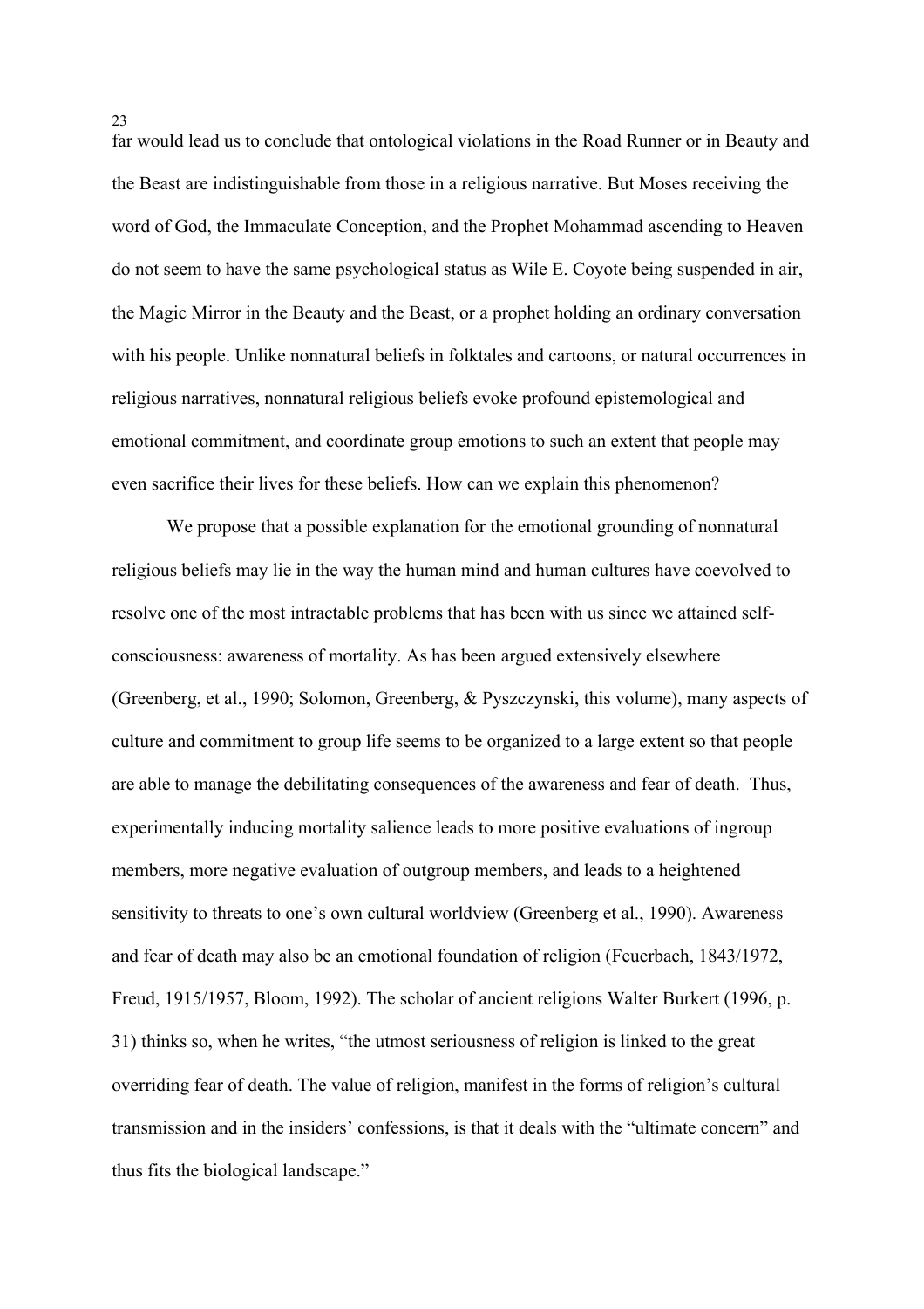far would lead us to conclude that ontological violations in the Road Runner or in Beauty and the Beast are indistinguishable from those in a religious narrative. But Moses receiving the word of God, the Immaculate Conception, and the Prophet Mohammad ascending to Heaven do not seem to have the same psychological status as Wile E. Coyote being suspended in air, the Magic Mirror in the Beauty and the Beast, or a prophet holding an ordinary conversation with his people. Unlike nonnatural beliefs in folktales and cartoons, or natural occurrences in religious narratives, nonnatural religious beliefs evoke profound epistemological and emotional commitment, and coordinate group emotions to such an extent that people may even sacrifice their lives for these beliefs. How can we explain this phenomenon?

We propose that a possible explanation for the emotional grounding of nonnatural religious beliefs may lie in the way the human mind and human cultures have coevolved to resolve one of the most intractable problems that has been with us since we attained self-consciousness: awareness of mortality. As has been argued extensively elsewhere (Greenberg, et al., 1990; Solomon, Greenberg, & Pyszczynski, this volume), many aspects of culture and commitment to group life seems to be organized to a large extent so that people are able to manage the debilitating consequences of the awareness and fear of death. Thus, experimentally inducing mortality salience leads to more positive evaluations of ingroup members, more negative evaluation of outgroup members, and leads to a heightened sensitivity to threats to one's own cultural worldview (Greenberg et al., 1990). Awareness and fear of death may also be an emotional foundation of religion (Feuerbach, 1843/1972, Freud, 1915/1957, Bloom, 1992). The scholar of ancient religions Walter Burkert (1996, p. 31) thinks so, when he writes, "the utmost seriousness of religion is linked to the great overriding fear of death. The value of religion, manifest in the forms of religion's cultural transmission and in the insiders' confessions, is that it deals with the "ultimate concern" and thus fits the biological landscape."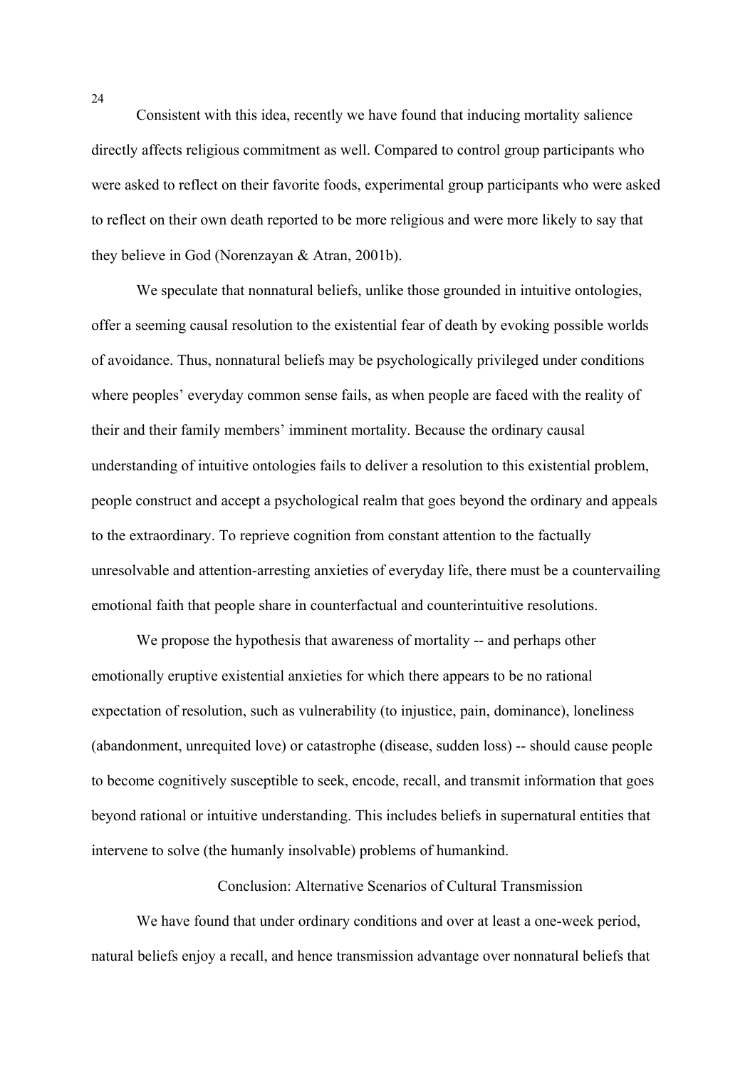Consistent with this idea, recently we have found that inducing mortality salience directly affects religious commitment as well. Compared to control group participants who were asked to reflect on their favorite foods, experimental group participants who were asked to reflect on their own death reported to be more religious and were more likely to say that they believe in God (Norenzayan & Atran, 2001b).

We speculate that nonnatural beliefs, unlike those grounded in intuitive ontologies, offer a seeming causal resolution to the existential fear of death by evoking possible worlds of avoidance. Thus, nonnatural beliefs may be psychologically privileged under conditions where peoples' everyday common sense fails, as when people are faced with the reality of their and their family members' imminent mortality. Because the ordinary causal understanding of intuitive ontologies fails to deliver a resolution to this existential problem, people construct and accept a psychological realm that goes beyond the ordinary and appeals to the extraordinary. To reprieve cognition from constant attention to the factually unresolvable and attention-arresting anxieties of everyday life, there must be a countervailing emotional faith that people share in counterfactual and counterintuitive resolutions.

We propose the hypothesis that awareness of mortality -- and perhaps other emotionally eruptive existential anxieties for which there appears to be no rational expectation of resolution, such as vulnerability (to injustice, pain, dominance), loneliness (abandonment, unrequited love) or catastrophe (disease, sudden loss) -- should cause people to become cognitively susceptible to seek, encode, recall, and transmit information that goes beyond rational or intuitive understanding. This includes beliefs in supernatural entities that intervene to solve (the humanly insolvable) problems of humankind.

## Conclusion: Alternative Scenarios of Cultural Transmission

We have found that under ordinary conditions and over at least a one-week period, natural beliefs enjoy a recall, and hence transmission advantage over nonnatural beliefs that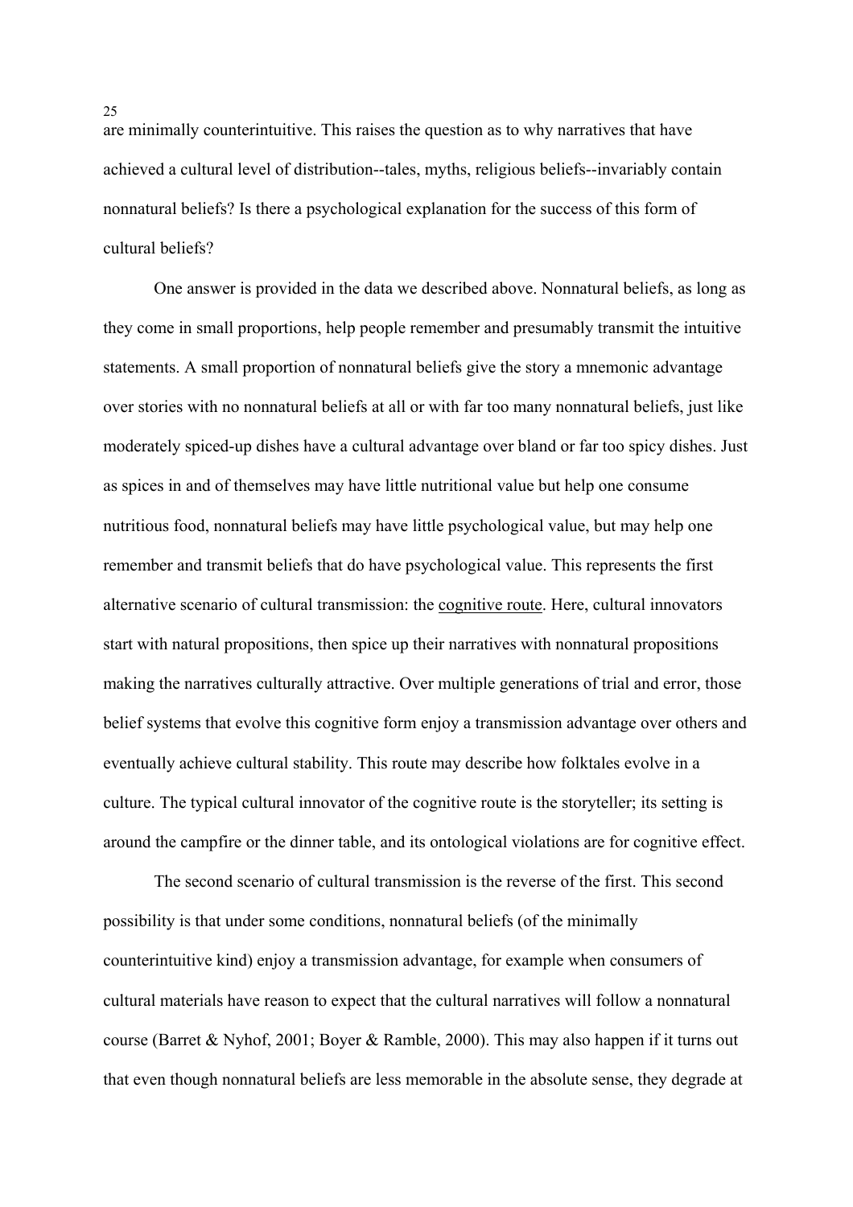are minimally counterintuitive. This raises the question as to why narratives that have achieved a cultural level of distribution--tales, myths, religious beliefs--invariably contain nonnatural beliefs? Is there a psychological explanation for the success of this form of cultural beliefs?

One answer is provided in the data we described above. Nonnatural beliefs, as long as they come in small proportions, help people remember and presumably transmit the intuitive statements. A small proportion of nonnatural beliefs give the story a mnemonic advantage over stories with no nonnatural beliefs at all or with far too many nonnatural beliefs, just like moderately spiced-up dishes have a cultural advantage over bland or far too spicy dishes. Just as spices in and of themselves may have little nutritional value but help one consume nutritious food, nonnatural beliefs may have little psychological value, but may help one remember and transmit beliefs that do have psychological value. This represents the first alternative scenario of cultural transmission: the <u>cognitive route</u>. Here, cultural innovators start with natural propositions, then spice up their narratives with nonnatural propositions making the narratives culturally attractive. Over multiple generations of trial and error, those belief systems that evolve this cognitive form enjoy a transmission advantage over others and eventually achieve cultural stability. This route may describe how folktales evolve in a culture. The typical cultural innovator of the cognitive route is the storyteller; its setting is around the campfire or the dinner table, and its ontological violations are for cognitive effect.

The second scenario of cultural transmission is the reverse of the first. This second possibility is that under some conditions, nonnatural beliefs (of the minimally counterintuitive kind) enjoy a transmission advantage, for example when consumers of cultural materials have reason to expect that the cultural narratives will follow a nonnatural course (Barret & Nyhof, 2001; Boyer & Ramble, 2000). This may also happen if it turns out that even though nonnatural beliefs are less memorable in the absolute sense, they degrade at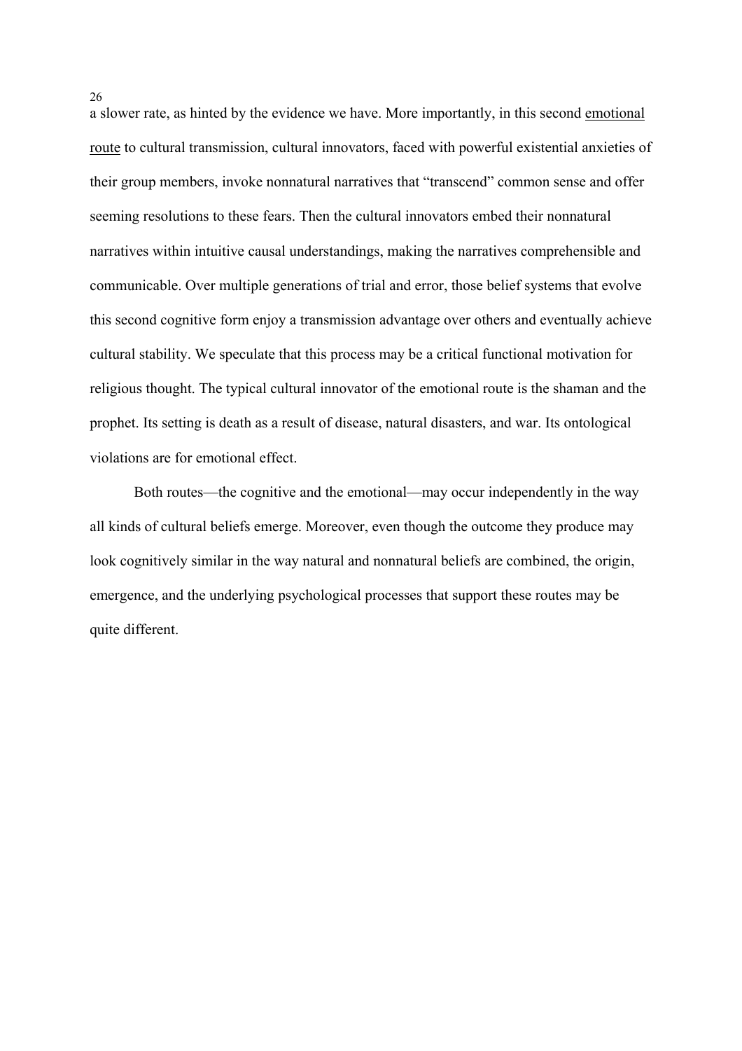a slower rate, as hinted by the evidence we have. More importantly, in this second emotional route to cultural transmission, cultural innovators, faced with powerful existential anxieties of their group members, invoke nonnatural narratives that "transcend" common sense and offer seeming resolutions to these fears. Then the cultural innovators embed their nonnatural narratives within intuitive causal understandings, making the narratives comprehensible and communicable. Over multiple generations of trial and error, those belief systems that evolve this second cognitive form enjoy a transmission advantage over others and eventually achieve cultural stability. We speculate that this process may be a critical functional motivation for religious thought. The typical cultural innovator of the emotional route is the shaman and the prophet. Its setting is death as a result of disease, natural disasters, and war. Its ontological violations are for emotional effect.

Both routes—the cognitive and the emotional—may occur independently in the way all kinds of cultural beliefs emerge. Moreover, even though the outcome they produce may look cognitively similar in the way natural and nonnatural beliefs are combined, the origin, emergence, and the underlying psychological processes that support these routes may be quite different.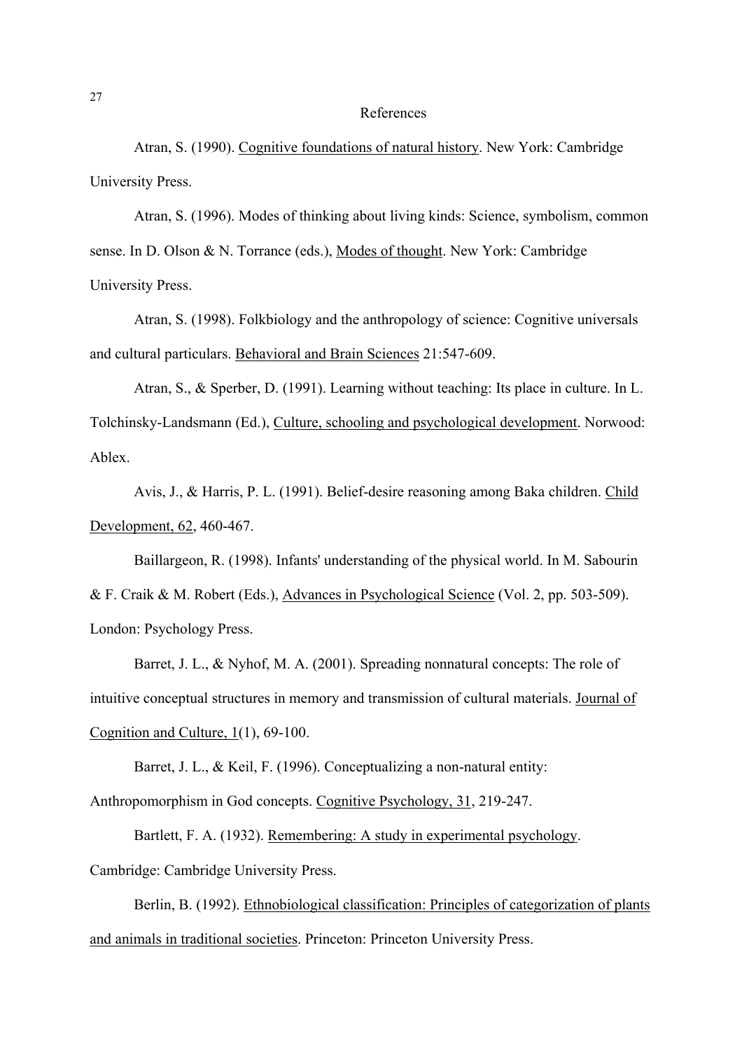## References

Atran, S. (1990). Cognitive foundations of natural history. New York: Cambridge University Press.

Atran, S. (1996). Modes of thinking about living kinds: Science, symbolism, common sense. In D. Olson & N. Torrance (eds.), Modes of thought. New York: Cambridge University Press.

Atran, S. (1998). Folkbiology and the anthropology of science: Cognitive universals and cultural particulars. Behavioral and Brain Sciences 21:547-609.

Atran, S., & Sperber, D. (1991). Learning without teaching: Its place in culture. In L. Tolchinsky-Landsmann (Ed.), Culture, schooling and psychological development. Norwood: Ablex.

Avis, J., & Harris, P. L. (1991). Belief-desire reasoning among Baka children. Child Development, 62, 460-467.

Baillargeon, R. (1998). Infants' understanding of the physical world. In M. Sabourin & F. Craik & M. Robert (Eds.), Advances in Psychological Science (Vol. 2, pp. 503-509). London: Psychology Press.

Barret, J. L., & Nyhof, M. A. (2001). Spreading nonnatural concepts: The role of intuitive conceptual structures in memory and transmission of cultural materials. Journal of Cognition and Culture, 1(1), 69-100.

Barret, J. L., & Keil, F. (1996). Conceptualizing a non-natural entity: Anthropomorphism in God concepts. Cognitive Psychology, 31, 219-247.

Bartlett, F. A. (1932). Remembering: A study in experimental psychology. Cambridge: Cambridge University Press.

Berlin, B. (1992). Ethnobiological classification: Principles of categorization of plants and animals in traditional societies. Princeton: Princeton University Press.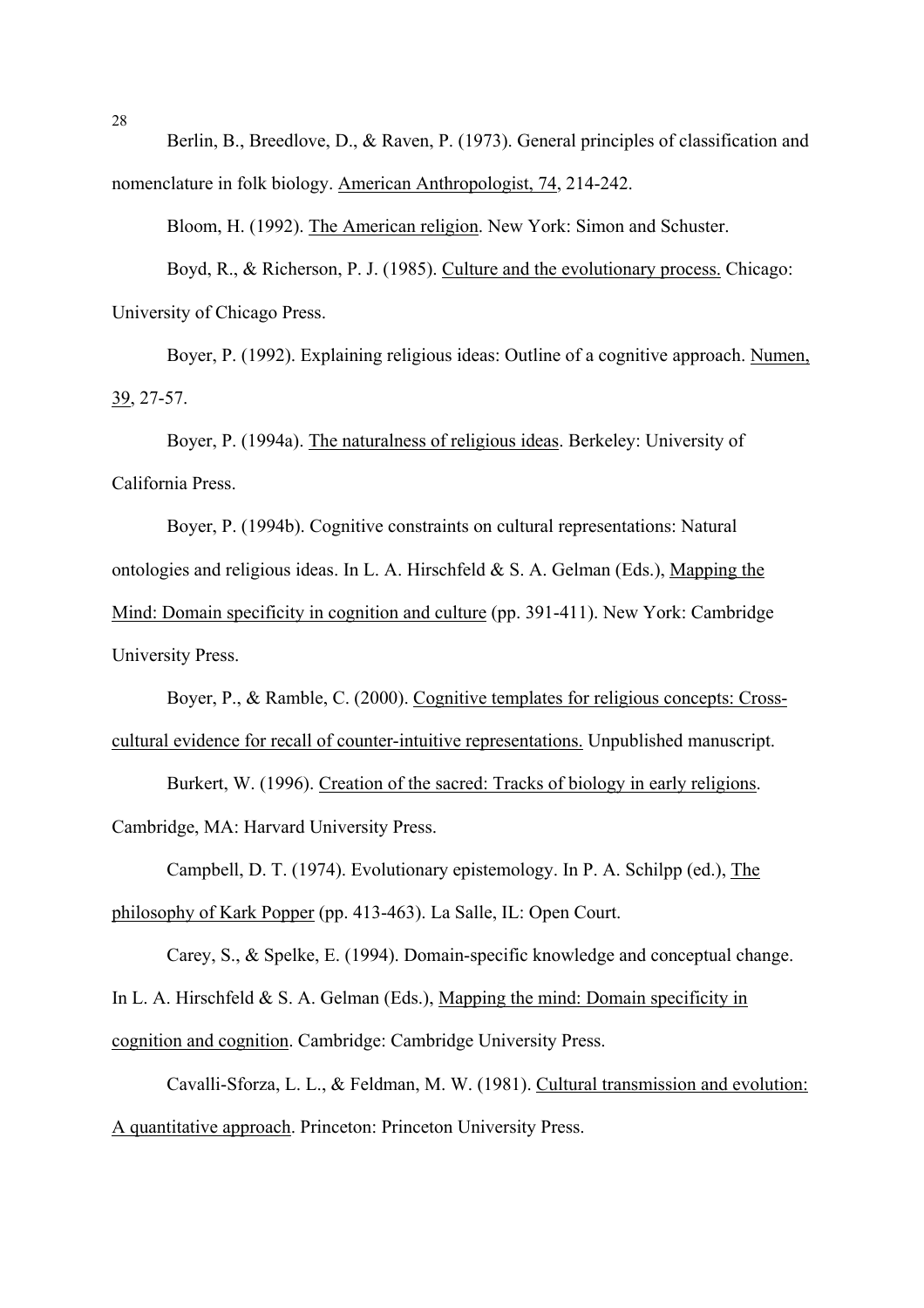Berlin, B., Breedlove, D., & Raven, P. (1973). General principles of classification and nomenclature in folk biology. American Anthropologist, 74, 214-242.

Bloom, H. (1992). The American religion. New York: Simon and Schuster.

Boyd, R., & Richerson, P. J. (1985). Culture and the evolutionary process. Chicago: University of Chicago Press.

Boyer, P. (1992). Explaining religious ideas: Outline of a cognitive approach. Numen, 39, 27-57.

Boyer, P. (1994a). The naturalness of religious ideas. Berkeley: University of California Press.

Boyer, P. (1994b). Cognitive constraints on cultural representations: Natural ontologies and religious ideas. In L. A. Hirschfeld & S. A. Gelman (Eds.), Mapping the Mind: Domain specificity in cognition and culture (pp. 391-411). New York: Cambridge University Press.

Boyer, P., & Ramble, C. (2000). Cognitive templates for religious concepts: Cross-cultural evidence for recall of counter-intuitive representations. Unpublished manuscript.

Burkert, W. (1996). Creation of the sacred: Tracks of biology in early religions. Cambridge, MA: Harvard University Press.

Campbell, D. T. (1974). Evolutionary epistemology. In P. A. Schilpp (ed.), The philosophy of Kark Popper (pp. 413-463). La Salle, IL: Open Court.

Carey, S., & Spelke, E. (1994). Domain-specific knowledge and conceptual change. In L. A. Hirschfeld & S. A. Gelman (Eds.), Mapping the mind: Domain specificity in cognition and cognition. Cambridge: Cambridge University Press.

Cavalli-Sforza, L. L., & Feldman, M. W. (1981). Cultural transmission and evolution: A quantitative approach. Princeton: Princeton University Press.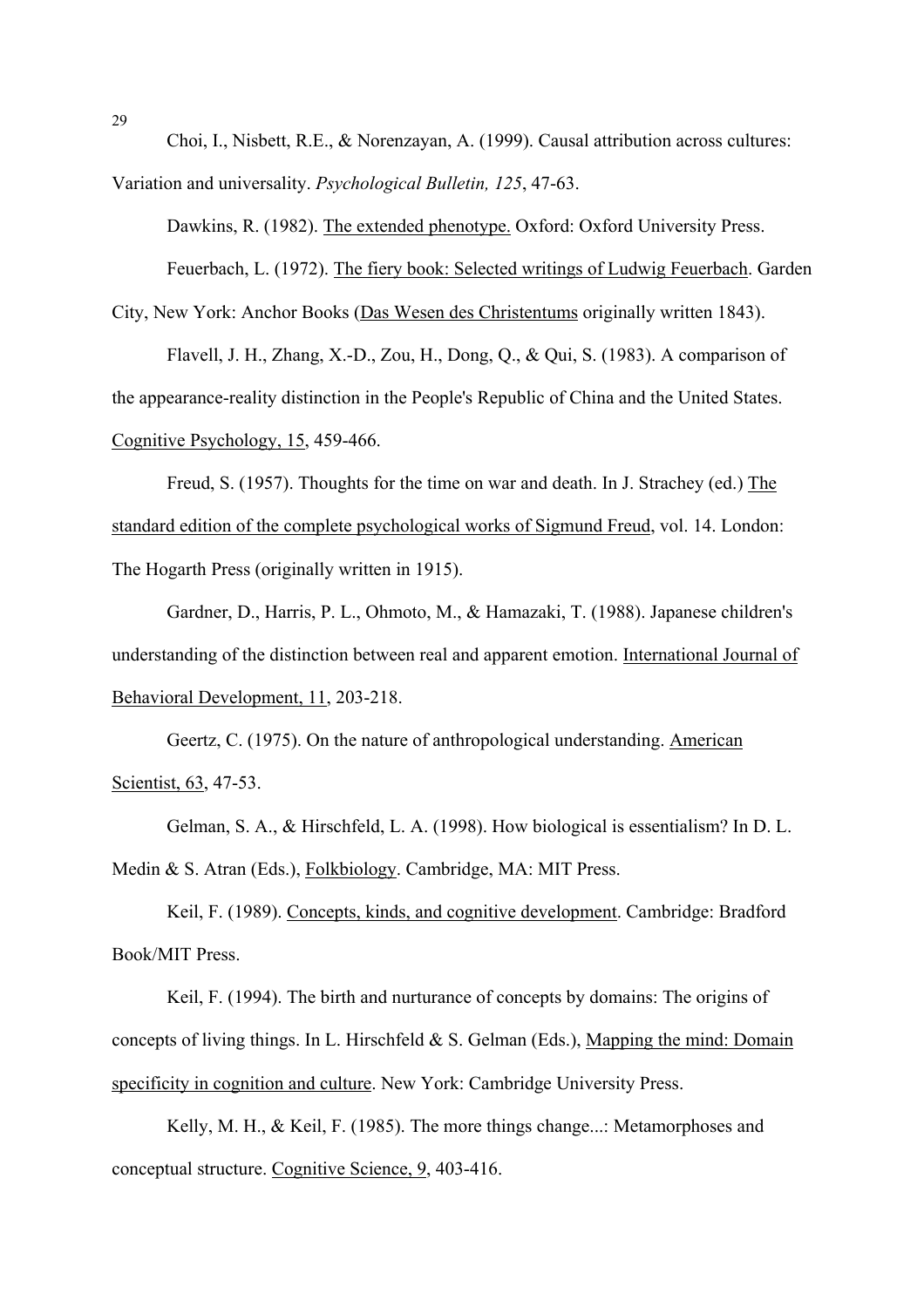Choi, I., Nisbett, R.E., & Norenzayan, A. (1999). Causal attribution across cultures: Variation and universality. *Psychological Bulletin, 125*, 47-63.

Dawkins, R. (1982). The extended phenotype. Oxford: Oxford University Press.

Feuerbach, L. (1972). The fiery book: Selected writings of Ludwig Feuerbach. Garden City, New York: Anchor Books (Das Wesen des Christentums originally written 1843).

Flavell, J. H., Zhang, X.-D., Zou, H., Dong, Q., & Qui, S. (1983). A comparison of the appearance-reality distinction in the People's Republic of China and the United States. Cognitive Psychology, 15, 459-466.

Freud, S. (1957). Thoughts for the time on war and death. In J. Strachey (ed.) The standard edition of the complete psychological works of Sigmund Freud, vol. 14. London: The Hogarth Press (originally written in 1915).

Gardner, D., Harris, P. L., Ohmoto, M., & Hamazaki, T. (1988). Japanese children's understanding of the distinction between real and apparent emotion. International Journal of Behavioral Development, 11, 203-218.

Geertz, C. (1975). On the nature of anthropological understanding. American Scientist, 63, 47-53.

Gelman, S. A., & Hirschfeld, L. A. (1998). How biological is essentialism? In D. L. Medin & S. Atran (Eds.), Folkbiology. Cambridge, MA: MIT Press.

Keil, F. (1989). Concepts, kinds, and cognitive development. Cambridge: Bradford Book/MIT Press.

Keil, F. (1994). The birth and nurturance of concepts by domains: The origins of concepts of living things. In L. Hirschfeld & S. Gelman (Eds.), Mapping the mind: Domain specificity in cognition and culture. New York: Cambridge University Press.

Kelly, M. H., & Keil, F. (1985). The more things change...: Metamorphoses and conceptual structure. Cognitive Science, 9, 403-416.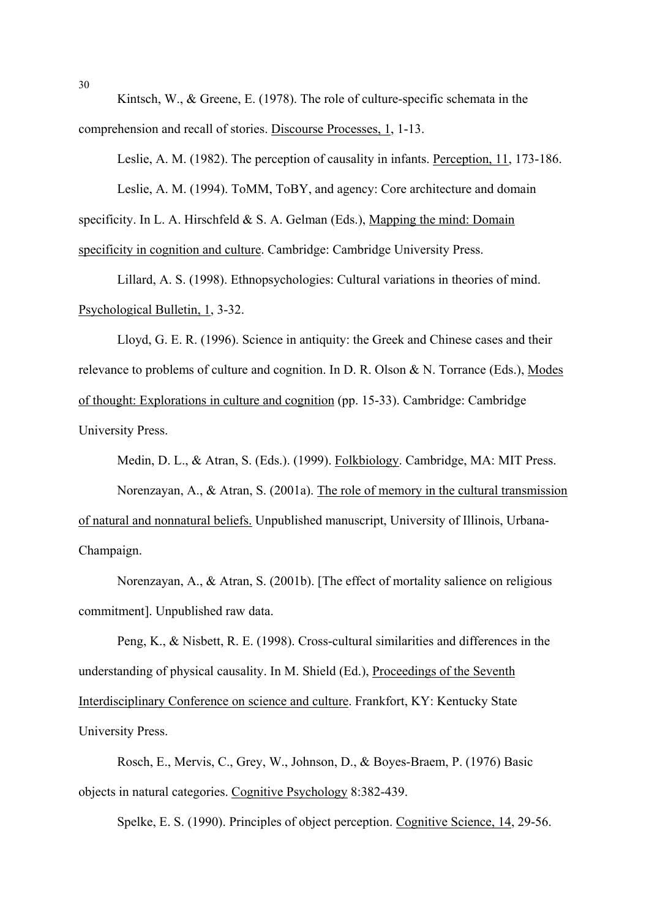Kintsch, W., & Greene, E. (1978). The role of culture-specific schemata in the comprehension and recall of stories. Discourse Processes, 1, 1-13.

Leslie, A. M. (1982). The perception of causality in infants. Perception, 11, 173-186.

Leslie, A. M. (1994). ToMM, ToBY, and agency: Core architecture and domain specificity. In L. A. Hirschfeld & S. A. Gelman (Eds.), Mapping the mind: Domain specificity in cognition and culture. Cambridge: Cambridge University Press.

Lillard, A. S. (1998). Ethnopsychologies: Cultural variations in theories of mind. Psychological Bulletin, 1, 3-32.

Lloyd, G. E. R. (1996). Science in antiquity: the Greek and Chinese cases and their relevance to problems of culture and cognition. In D. R. Olson & N. Torrance (Eds.), Modes of thought: Explorations in culture and cognition (pp. 15-33). Cambridge: Cambridge University Press.

Medin, D. L., & Atran, S. (Eds.). (1999). Folkbiology. Cambridge, MA: MIT Press.

Norenzayan, A., & Atran, S. (2001a). The role of memory in the cultural transmission of natural and nonnatural beliefs. Unpublished manuscript, University of Illinois, Urbana-Champaign.

Norenzayan, A., & Atran, S. (2001b). [The effect of mortality salience on religious commitment]. Unpublished raw data.

Peng, K., & Nisbett, R. E. (1998). Cross-cultural similarities and differences in the understanding of physical causality. In M. Shield (Ed.), Proceedings of the Seventh Interdisciplinary Conference on science and culture. Frankfort, KY: Kentucky State University Press.

Rosch, E., Mervis, C., Grey, W., Johnson, D., & Boyes-Braem, P. (1976) Basic objects in natural categories. Cognitive Psychology 8:382-439.

Spelke, E. S. (1990). Principles of object perception. Cognitive Science, 14, 29-56.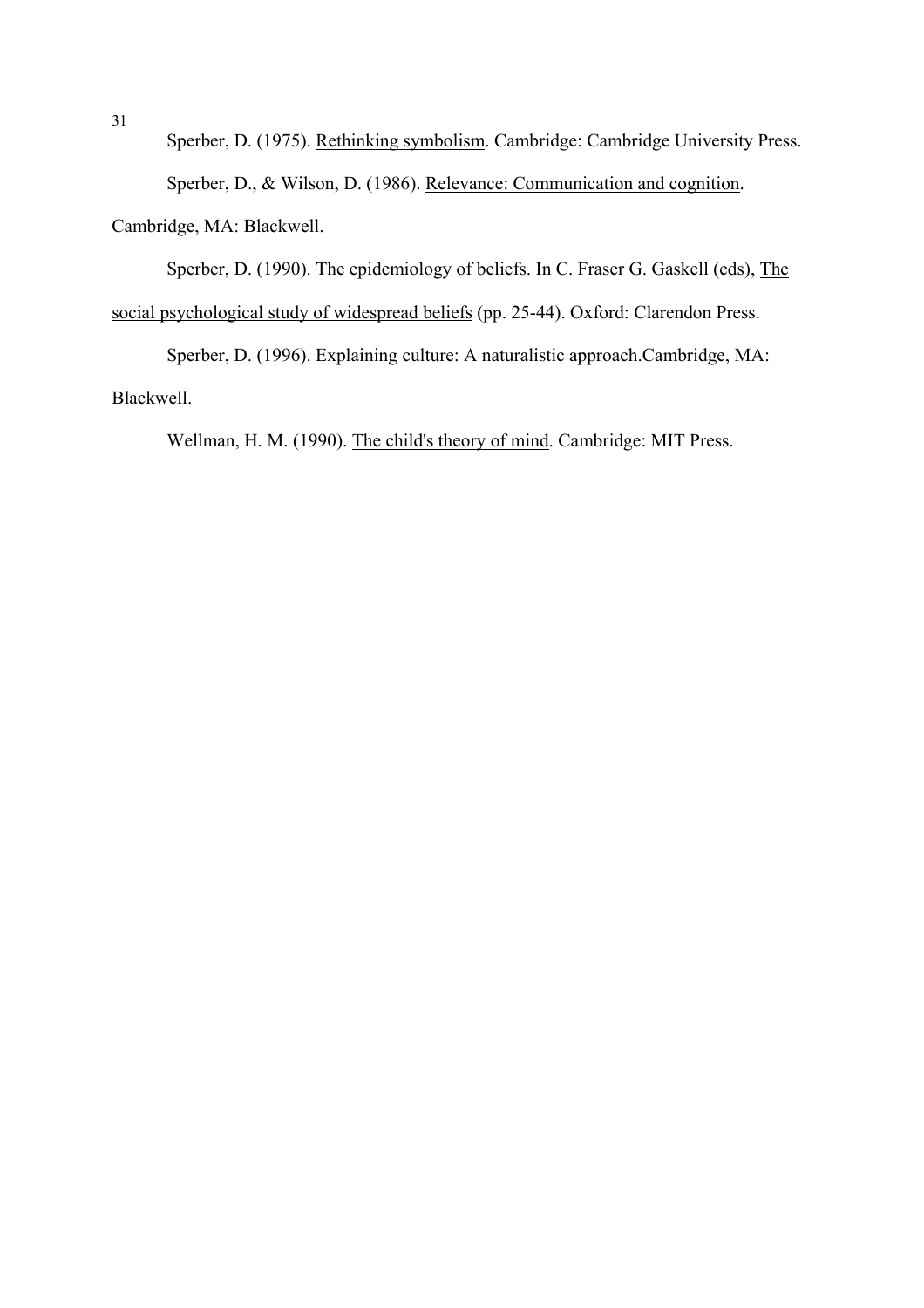Sperber, D. (1975). Rethinking symbolism. Cambridge: Cambridge University Press.

Sperber, D., & Wilson, D. (1986). Relevance: Communication and cognition. Cambridge, MA: Blackwell.

Sperber, D. (1990). The epidemiology of beliefs. In C. Fraser G. Gaskell (eds), The social psychological study of widespread beliefs (pp. 25-44). Oxford: Clarendon Press.

Sperber, D. (1996). Explaining culture: A naturalistic approach.Cambridge, MA: Blackwell.

Wellman, H. M. (1990). The child's theory of mind. Cambridge: MIT Press.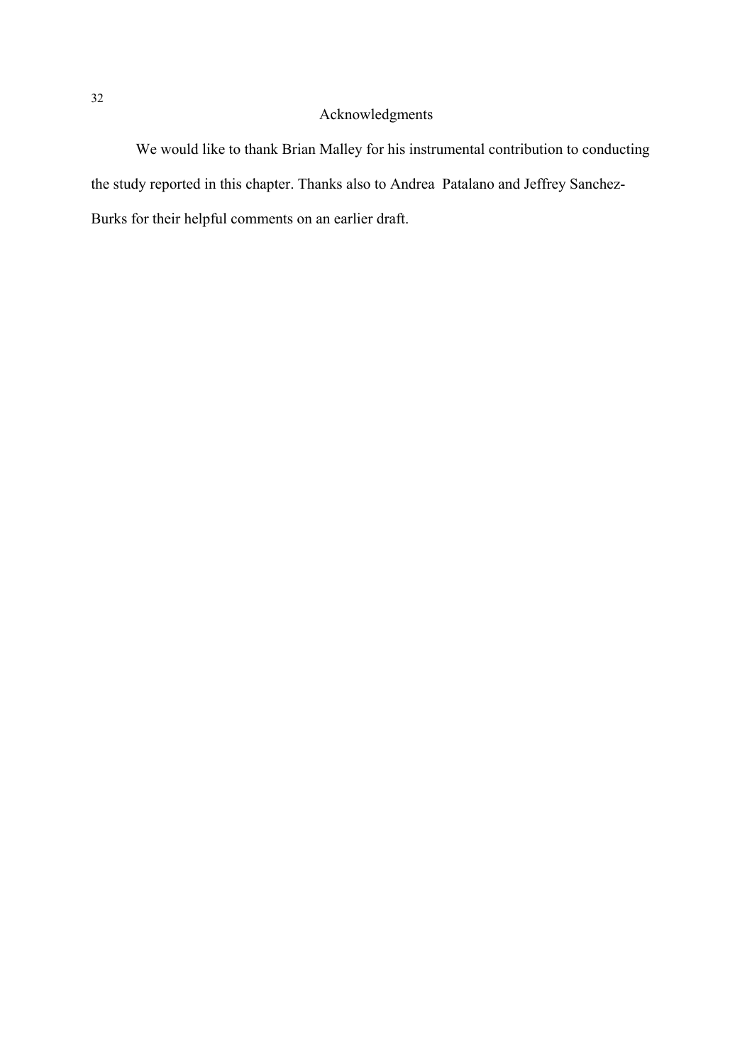# Acknowledgments

We would like to thank Brian Malley for his instrumental contribution to conducting the study reported in this chapter. Thanks also to Andrea Patalano and Jeffrey Sanchez-Burks for their helpful comments on an earlier draft.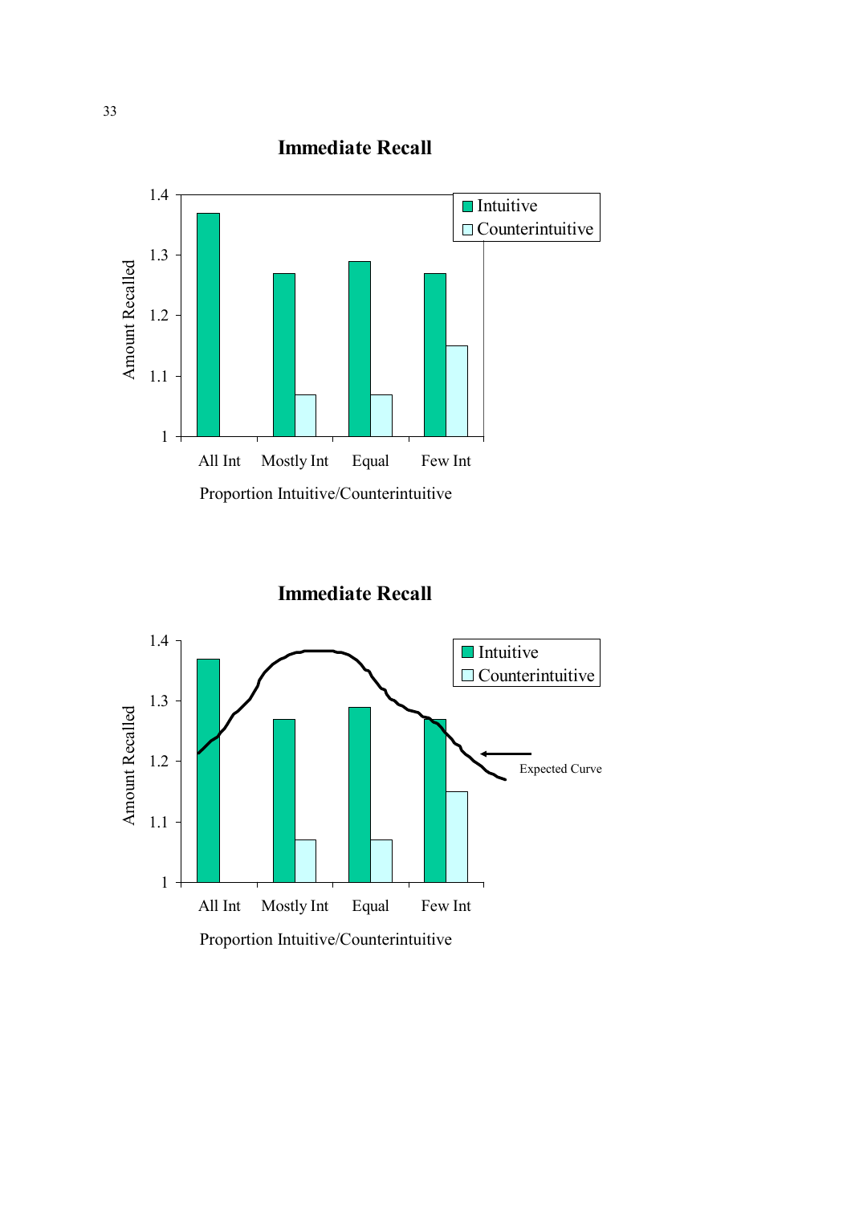**Immediate Recall**

| Proportion Intuitive/Counterintuitive | Intuitive | Counterintuitive |
|---|---|---|
| All Int | 1.37 | |
| Mostly Int | 1.27 | 1.07 |
| Equal | 1.29 | 1.07 |
| Few Int | 1.27 | 1.15 |

Amount Recalled

**Immediate Recall**

| Proportion Intuitive/Counterintuitive | Intuitive | Counterintuitive |
|---|---|---|
| All Int | 1.37 | |
| Mostly Int | 1.27 | 1.07 |
| Equal | 1.29 | 1.07 |
| Few Int | 1.27 | 1.15 |

Amount Recalled

Expected Curve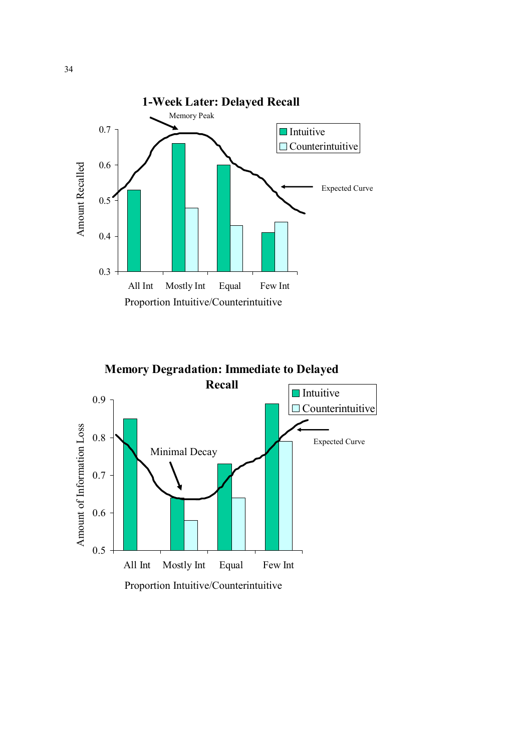1-Week Later: Delayed Recall

Memory Peak

Expected Curve

Intuitive
Counterintuitive

Amount Recalled

0.7
0.6
0.5
0.4
0.3

All Int
Mostly Int
Equal
Few Int

Proportion Intuitive/Counterintuitive

Memory Degradation: Immediate to Delayed Recall

Minimal Decay

Expected Curve

Intuitive
Counterintuitive

Amount of Information Loss

0.9
0.8
0.7
0.6
0.5

All Int
Mostly Int
Equal
Few Int

Proportion Intuitive/Counterintuitive